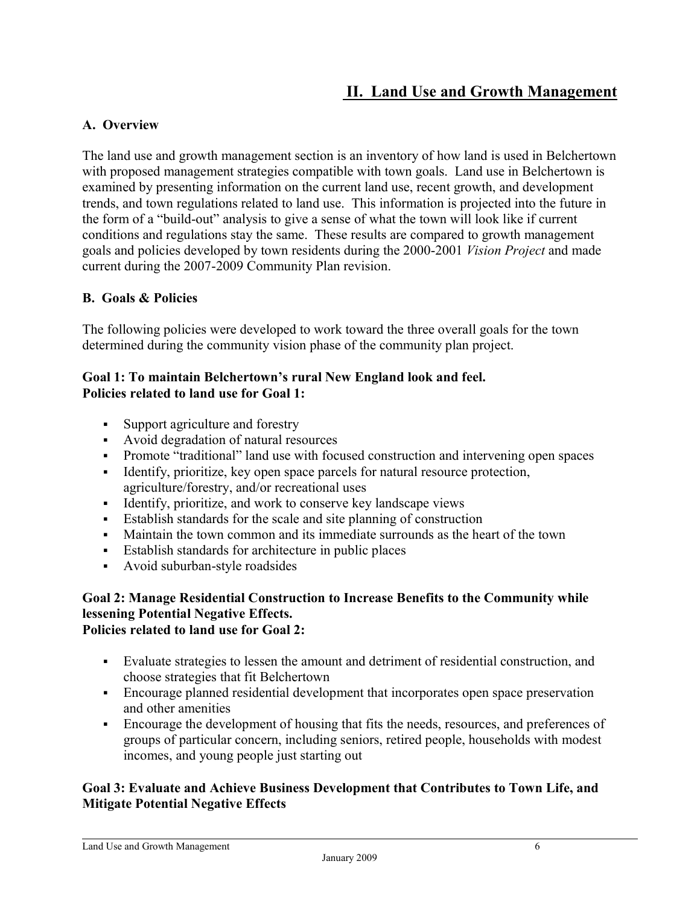# II. Land Use and Growth Management

## A. Overview

The land use and growth management section is an inventory of how land is used in Belchertown with proposed management strategies compatible with town goals. Land use in Belchertown is examined by presenting information on the current land use, recent growth, and development trends, and town regulations related to land use. This information is projected into the future in the form of a "build-out" analysis to give a sense of what the town will look like if current conditions and regulations stay the same. These results are compared to growth management goals and policies developed by town residents during the 2000-2001 *Vision Project* and made current during the 2007-2009 Community Plan revision.

## B. Goals & Policies

The following policies were developed to work toward the three overall goals for the town determined during the community vision phase of the community plan project.

### Goal 1: To maintain Belchertown's rural New England look and feel.
**Policies related to land use for Goal 1:**

- Support agriculture and forestry
- Avoid degradation of natural resources
- Promote "traditional" land use with focused construction and intervening open spaces
- Identify, prioritize, key open space parcels for natural resource protection, agriculture/forestry, and/or recreational uses
- Identify, prioritize, and work to conserve key landscape views
- Establish standards for the scale and site planning of construction
- Maintain the town common and its immediate surrounds as the heart of the town
- Establish standards for architecture in public places
- Avoid suburban-style roadsides

### Goal 2: Manage Residential Construction to Increase Benefits to the Community while lessening Potential Negative Effects.
**Policies related to land use for Goal 2:**

- Evaluate strategies to lessen the amount and detriment of residential construction, and choose strategies that fit Belchertown
- Encourage planned residential development that incorporates open space preservation and other amenities
- Encourage the development of housing that fits the needs, resources, and preferences of groups of particular concern, including seniors, retired people, households with modest incomes, and young people just starting out

### Goal 3: Evaluate and Achieve Business Development that Contributes to Town Life, and Mitigate Potential Negative Effects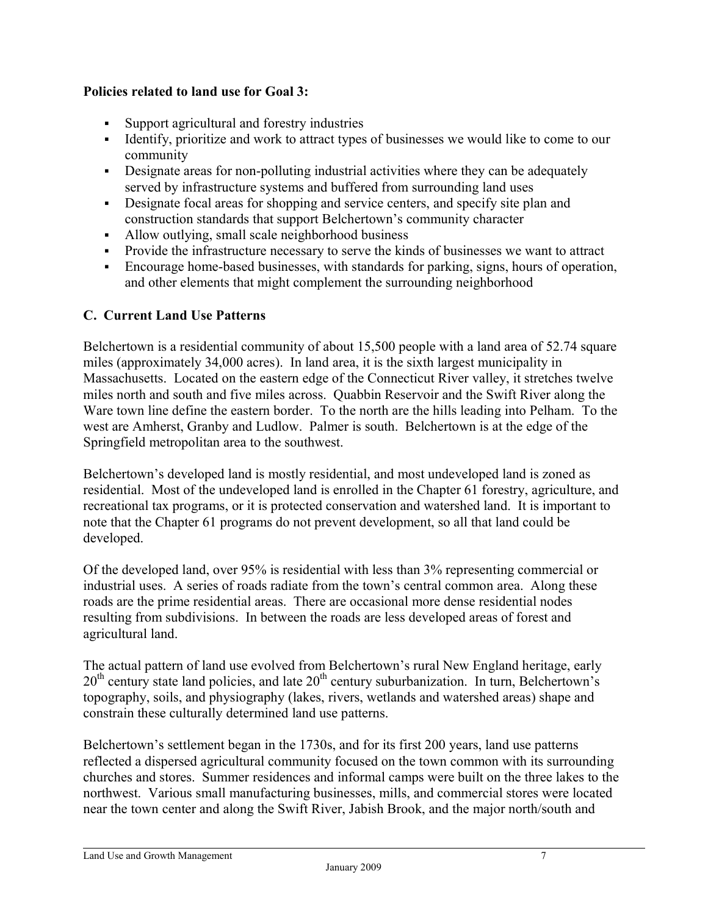**Policies related to land use for Goal 3:**

- Support agricultural and forestry industries
- Identify, prioritize and work to attract types of businesses we would like to come to our community
- Designate areas for non-polluting industrial activities where they can be adequately served by infrastructure systems and buffered from surrounding land uses
- Designate focal areas for shopping and service centers, and specify site plan and construction standards that support Belchertown's community character
- Allow outlying, small scale neighborhood business
- Provide the infrastructure necessary to serve the kinds of businesses we want to attract
- Encourage home-based businesses, with standards for parking, signs, hours of operation, and other elements that might complement the surrounding neighborhood

## C. Current Land Use Patterns

Belchertown is a residential community of about 15,500 people with a land area of 52.74 square miles (approximately 34,000 acres). In land area, it is the sixth largest municipality in Massachusetts. Located on the eastern edge of the Connecticut River valley, it stretches twelve miles north and south and five miles across. Quabbin Reservoir and the Swift River along the Ware town line define the eastern border. To the north are the hills leading into Pelham. To the west are Amherst, Granby and Ludlow. Palmer is south. Belchertown is at the edge of the Springfield metropolitan area to the southwest.

Belchertown's developed land is mostly residential, and most undeveloped land is zoned as residential. Most of the undeveloped land is enrolled in the Chapter 61 forestry, agriculture, and recreational tax programs, or it is protected conservation and watershed land. It is important to note that the Chapter 61 programs do not prevent development, so all that land could be developed.

Of the developed land, over 95% is residential with less than 3% representing commercial or industrial uses. A series of roads radiate from the town's central common area. Along these roads are the prime residential areas. There are occasional more dense residential nodes resulting from subdivisions. In between the roads are less developed areas of forest and agricultural land.

The actual pattern of land use evolved from Belchertown's rural New England heritage, early 20th century state land policies, and late 20th century suburbanization. In turn, Belchertown's topography, soils, and physiography (lakes, rivers, wetlands and watershed areas) shape and constrain these culturally determined land use patterns.

Belchertown's settlement began in the 1730s, and for its first 200 years, land use patterns reflected a dispersed agricultural community focused on the town common with its surrounding churches and stores. Summer residences and informal camps were built on the three lakes to the northwest. Various small manufacturing businesses, mills, and commercial stores were located near the town center and along the Swift River, Jabish Brook, and the major north/south and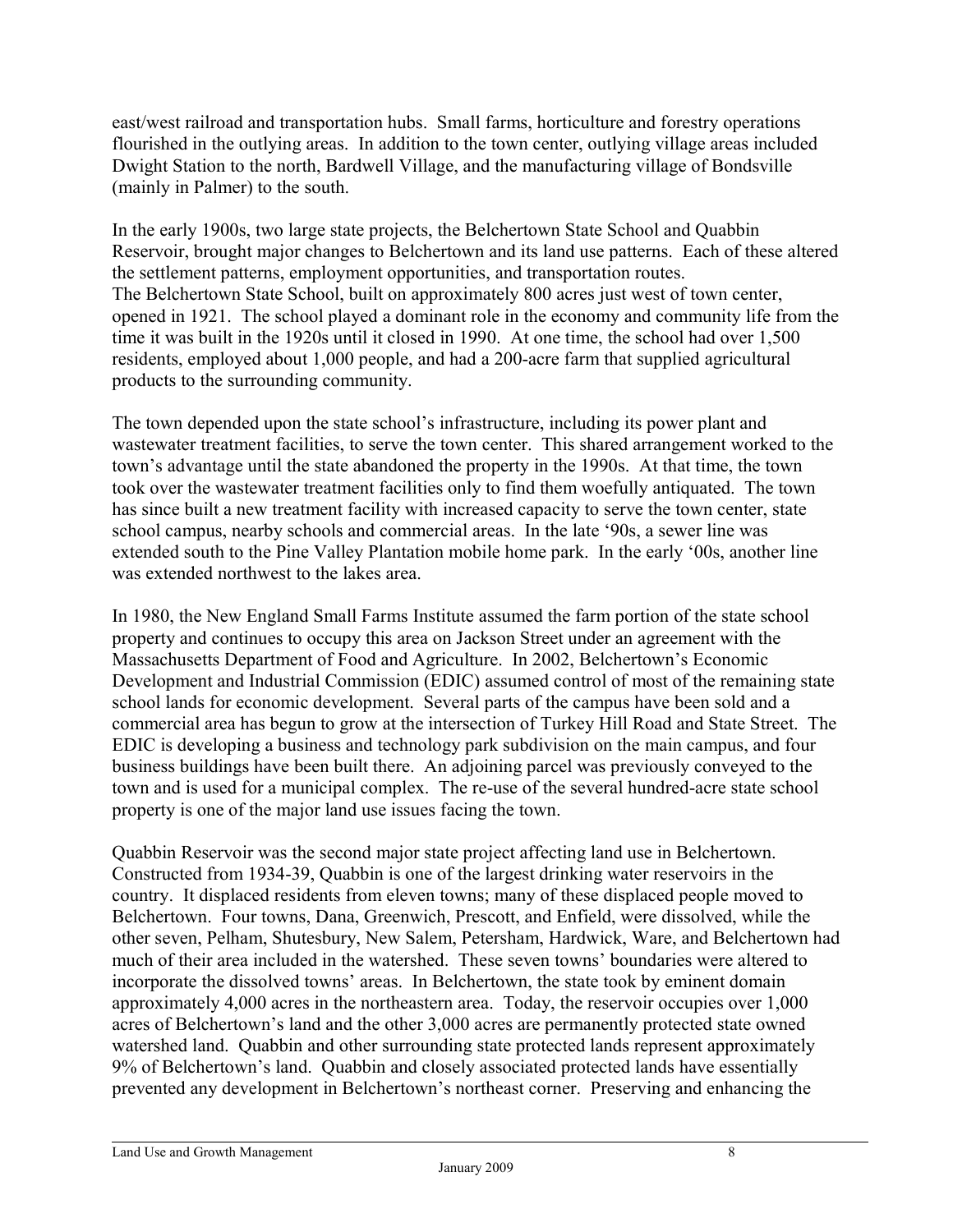east/west railroad and transportation hubs. Small farms, horticulture and forestry operations flourished in the outlying areas. In addition to the town center, outlying village areas included Dwight Station to the north, Bardwell Village, and the manufacturing village of Bondsville (mainly in Palmer) to the south.

In the early 1900s, two large state projects, the Belchertown State School and Quabbin Reservoir, brought major changes to Belchertown and its land use patterns. Each of these altered the settlement patterns, employment opportunities, and transportation routes.
The Belchertown State School, built on approximately 800 acres just west of town center, opened in 1921. The school played a dominant role in the economy and community life from the time it was built in the 1920s until it closed in 1990. At one time, the school had over 1,500 residents, employed about 1,000 people, and had a 200-acre farm that supplied agricultural products to the surrounding community.

The town depended upon the state school's infrastructure, including its power plant and wastewater treatment facilities, to serve the town center. This shared arrangement worked to the town's advantage until the state abandoned the property in the 1990s. At that time, the town took over the wastewater treatment facilities only to find them woefully antiquated. The town has since built a new treatment facility with increased capacity to serve the town center, state school campus, nearby schools and commercial areas. In the late '90s, a sewer line was extended south to the Pine Valley Plantation mobile home park. In the early '00s, another line was extended northwest to the lakes area.

In 1980, the New England Small Farms Institute assumed the farm portion of the state school property and continues to occupy this area on Jackson Street under an agreement with the Massachusetts Department of Food and Agriculture. In 2002, Belchertown's Economic Development and Industrial Commission (EDIC) assumed control of most of the remaining state school lands for economic development. Several parts of the campus have been sold and a commercial area has begun to grow at the intersection of Turkey Hill Road and State Street. The EDIC is developing a business and technology park subdivision on the main campus, and four business buildings have been built there. An adjoining parcel was previously conveyed to the town and is used for a municipal complex. The re-use of the several hundred-acre state school property is one of the major land use issues facing the town.

Quabbin Reservoir was the second major state project affecting land use in Belchertown. Constructed from 1934-39, Quabbin is one of the largest drinking water reservoirs in the country. It displaced residents from eleven towns; many of these displaced people moved to Belchertown. Four towns, Dana, Greenwich, Prescott, and Enfield, were dissolved, while the other seven, Pelham, Shutesbury, New Salem, Petersham, Hardwick, Ware, and Belchertown had much of their area included in the watershed. These seven towns' boundaries were altered to incorporate the dissolved towns' areas. In Belchertown, the state took by eminent domain approximately 4,000 acres in the northeastern area. Today, the reservoir occupies over 1,000 acres of Belchertown's land and the other 3,000 acres are permanently protected state owned watershed land. Quabbin and other surrounding state protected lands represent approximately 9% of Belchertown's land. Quabbin and closely associated protected lands have essentially prevented any development in Belchertown's northeast corner. Preserving and enhancing the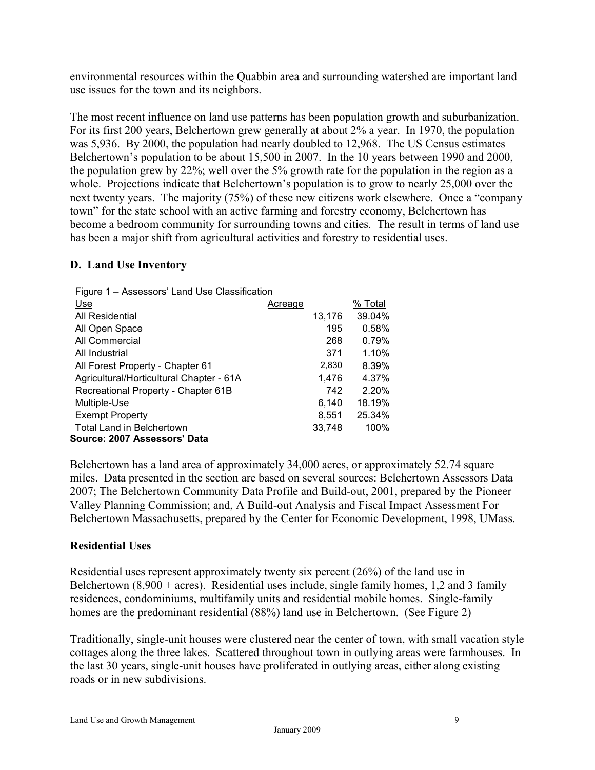environmental resources within the Quabbin area and surrounding watershed are important land use issues for the town and its neighbors.

The most recent influence on land use patterns has been population growth and suburbanization. For its first 200 years, Belchertown grew generally at about 2% a year. In 1970, the population was 5,936. By 2000, the population had nearly doubled to 12,968. The US Census estimates Belchertown's population to be about 15,500 in 2007. In the 10 years between 1990 and 2000, the population grew by 22%; well over the 5% growth rate for the population in the region as a whole. Projections indicate that Belchertown's population is to grow to nearly 25,000 over the next twenty years. The majority (75%) of these new citizens work elsewhere. Once a "company town" for the state school with an active farming and forestry economy, Belchertown has become a bedroom community for surrounding towns and cities. The result in terms of land use has been a major shift from agricultural activities and forestry to residential uses.

## D. Land Use Inventory

Figure 1 – Assessors' Land Use Classification

| Use | Acreage | % Total |
|---|---|---|
| All Residential | 13,176 | 39.04% |
| All Open Space | 195 | 0.58% |
| All Commercial | 268 | 0.79% |
| All Industrial | 371 | 1.10% |
| All Forest Property - Chapter 61 | 2,830 | 8.39% |
| Agricultural/Horticultural Chapter - 61A | 1,476 | 4.37% |
| Recreational Property - Chapter 61B | 742 | 2.20% |
| Multiple-Use | 6,140 | 18.19% |
| Exempt Property | 8,551 | 25.34% |
| Total Land in Belchertown | 33,748 | 100% |

**Source: 2007 Assessors' Data**

Belchertown has a land area of approximately 34,000 acres, or approximately 52.74 square miles. Data presented in the section are based on several sources: Belchertown Assessors Data 2007; The Belchertown Community Data Profile and Build-out, 2001, prepared by the Pioneer Valley Planning Commission; and, A Build-out Analysis and Fiscal Impact Assessment For Belchertown Massachusetts, prepared by the Center for Economic Development, 1998, UMass.

### Residential Uses

Residential uses represent approximately twenty six percent (26%) of the land use in Belchertown (8,900 + acres). Residential uses include, single family homes, 1,2 and 3 family residences, condominiums, multifamily units and residential mobile homes. Single-family homes are the predominant residential (88%) land use in Belchertown. (See Figure 2)

Traditionally, single-unit houses were clustered near the center of town, with small vacation style cottages along the three lakes. Scattered throughout town in outlying areas were farmhouses. In the last 30 years, single-unit houses have proliferated in outlying areas, either along existing roads or in new subdivisions.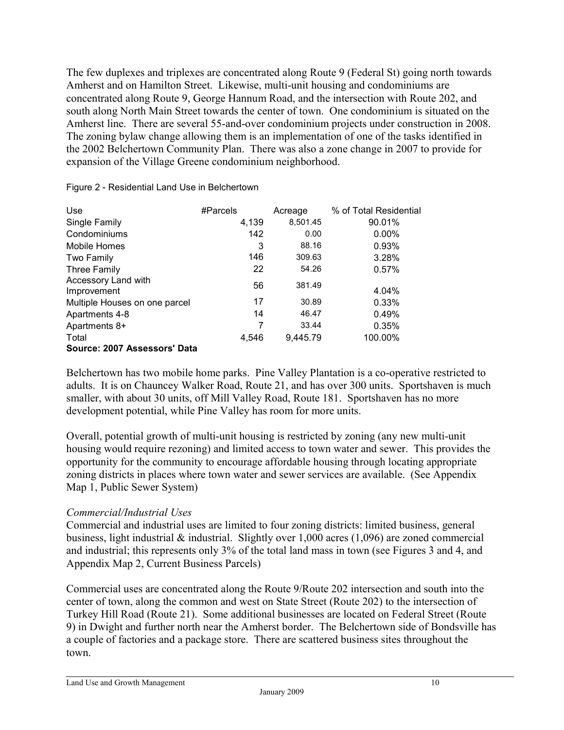The few duplexes and triplexes are concentrated along Route 9 (Federal St) going north towards Amherst and on Hamilton Street. Likewise, multi-unit housing and condominiums are concentrated along Route 9, George Hannum Road, and the intersection with Route 202, and south along North Main Street towards the center of town. One condominium is situated on the Amherst line. There are several 55-and-over condominium projects under construction in 2008. The zoning bylaw change allowing them is an implementation of one of the tasks identified in the 2002 Belchertown Community Plan. There was also a zone change in 2007 to provide for expansion of the Village Greene condominium neighborhood.

Figure 2 - Residential Land Use in Belchertown

| Use | #Parcels | Acreage | % of Total Residential |
|---|---|---|---|
| Single Family | 4,139 | 8,501.45 | 90.01% |
| Condominiums | 142 | 0.00 | 0.00% |
| Mobile Homes | 3 | 88.16 | 0.93% |
| Two Family | 146 | 309.63 | 3.28% |
| Three Family | 22 | 54.26 | 0.57% |
| Accessory Land with Improvement | 56 | 381.49 | 4.04% |
| Multiple Houses on one parcel | 17 | 30.89 | 0.33% |
| Apartments 4-8 | 14 | 46.47 | 0.49% |
| Apartments 8+ | 7 | 33.44 | 0.35% |
| Total | 4,546 | 9,445.79 | 100.00% |

**Source: 2007 Assessors' Data**

Belchertown has two mobile home parks. Pine Valley Plantation is a co-operative restricted to adults. It is on Chauncey Walker Road, Route 21, and has over 300 units. Sportshaven is much smaller, with about 30 units, off Mill Valley Road, Route 181. Sportshaven has no more development potential, while Pine Valley has room for more units.

Overall, potential growth of multi-unit housing is restricted by zoning (any new multi-unit housing would require rezoning) and limited access to town water and sewer. This provides the opportunity for the community to encourage affordable housing through locating appropriate zoning districts in places where town water and sewer services are available. (See Appendix Map 1, Public Sewer System)

*Commercial/Industrial Uses*

Commercial and industrial uses are limited to four zoning districts: limited business, general business, light industrial & industrial. Slightly over 1,000 acres (1,096) are zoned commercial and industrial; this represents only 3% of the total land mass in town (see Figures 3 and 4, and Appendix Map 2, Current Business Parcels)

Commercial uses are concentrated along the Route 9/Route 202 intersection and south into the center of town, along the common and west on State Street (Route 202) to the intersection of Turkey Hill Road (Route 21). Some additional businesses are located on Federal Street (Route 9) in Dwight and further north near the Amherst border. The Belchertown side of Bondsville has a couple of factories and a package store. There are scattered business sites throughout the town.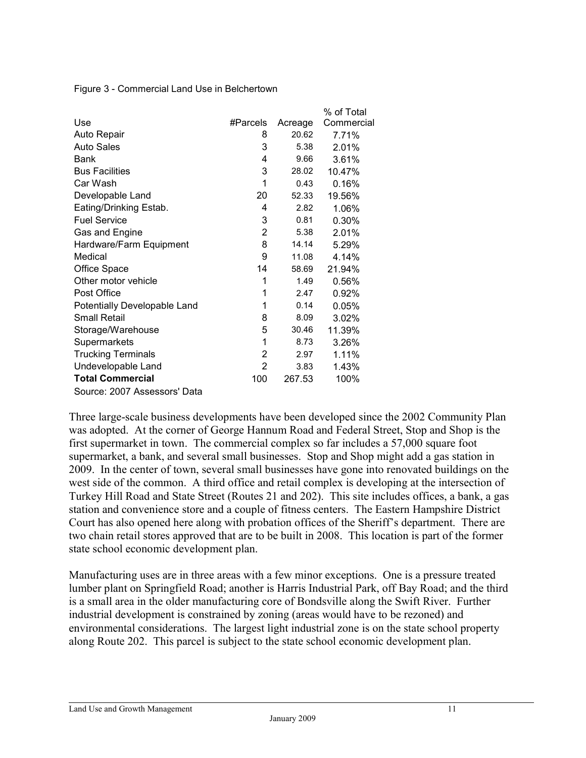Figure 3 - Commercial Land Use in Belchertown

| Use | #Parcels | Acreage | % of Total Commercial |
|---|---|---|---|
| Auto Repair | 8 | 20.62 | 7.71% |
| Auto Sales | 3 | 5.38 | 2.01% |
| Bank | 4 | 9.66 | 3.61% |
| Bus Facilities | 3 | 28.02 | 10.47% |
| Car Wash | 1 | 0.43 | 0.16% |
| Developable Land | 20 | 52.33 | 19.56% |
| Eating/Drinking Estab. | 4 | 2.82 | 1.06% |
| Fuel Service | 3 | 0.81 | 0.30% |
| Gas and Engine | 2 | 5.38 | 2.01% |
| Hardware/Farm Equipment | 8 | 14.14 | 5.29% |
| Medical | 9 | 11.08 | 4.14% |
| Office Space | 14 | 58.69 | 21.94% |
| Other motor vehicle | 1 | 1.49 | 0.56% |
| Post Office | 1 | 2.47 | 0.92% |
| Potentially Developable Land | 1 | 0.14 | 0.05% |
| Small Retail | 8 | 8.09 | 3.02% |
| Storage/Warehouse | 5 | 30.46 | 11.39% |
| Supermarkets | 1 | 8.73 | 3.26% |
| Trucking Terminals | 2 | 2.97 | 1.11% |
| Undevelopable Land | 2 | 3.83 | 1.43% |
| **Total Commercial** | 100 | 267.53 | 100% |

Source: 2007 Assessors' Data

Three large-scale business developments have been developed since the 2002 Community Plan was adopted. At the corner of George Hannum Road and Federal Street, Stop and Shop is the first supermarket in town. The commercial complex so far includes a 57,000 square foot supermarket, a bank, and several small businesses. Stop and Shop might add a gas station in 2009. In the center of town, several small businesses have gone into renovated buildings on the west side of the common. A third office and retail complex is developing at the intersection of Turkey Hill Road and State Street (Routes 21 and 202). This site includes offices, a bank, a gas station and convenience store and a couple of fitness centers. The Eastern Hampshire District Court has also opened here along with probation offices of the Sheriff's department. There are two chain retail stores approved that are to be built in 2008. This location is part of the former state school economic development plan.

Manufacturing uses are in three areas with a few minor exceptions. One is a pressure treated lumber plant on Springfield Road; another is Harris Industrial Park, off Bay Road; and the third is a small area in the older manufacturing core of Bondsville along the Swift River. Further industrial development is constrained by zoning (areas would have to be rezoned) and environmental considerations. The largest light industrial zone is on the state school property along Route 202. This parcel is subject to the state school economic development plan.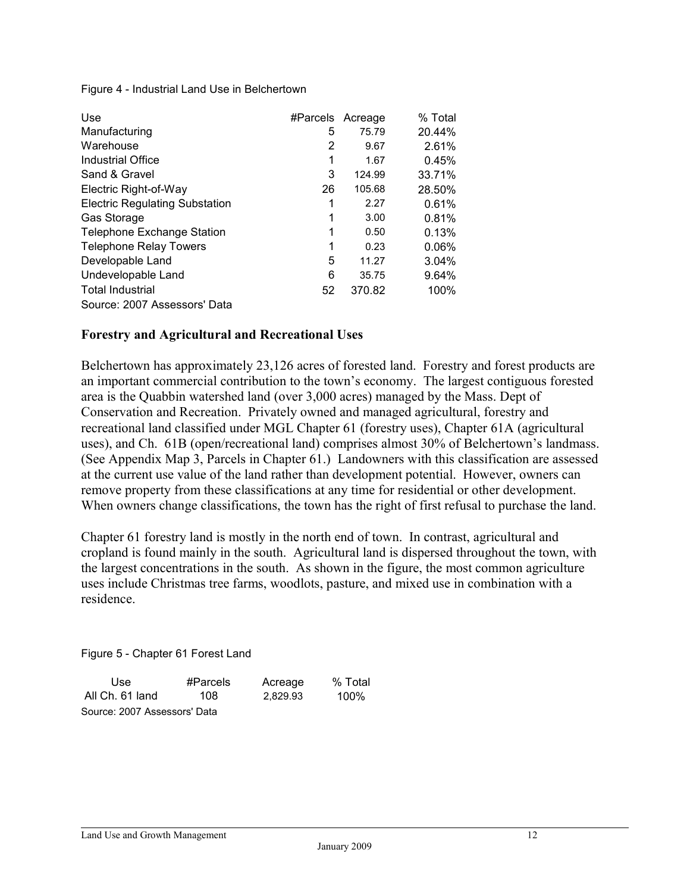Figure 4 - Industrial Land Use in Belchertown

| Use | #Parcels | Acreage | % Total |
|---|---|---|---|
| Manufacturing | 5 | 75.79 | 20.44% |
| Warehouse | 2 | 9.67 | 2.61% |
| Industrial Office | 1 | 1.67 | 0.45% |
| Sand & Gravel | 3 | 124.99 | 33.71% |
| Electric Right-of-Way | 26 | 105.68 | 28.50% |
| Electric Regulating Substation | 1 | 2.27 | 0.61% |
| Gas Storage | 1 | 3.00 | 0.81% |
| Telephone Exchange Station | 1 | 0.50 | 0.13% |
| Telephone Relay Towers | 1 | 0.23 | 0.06% |
| Developable Land | 5 | 11.27 | 3.04% |
| Undevelopable Land | 6 | 35.75 | 9.64% |
| Total Industrial | 52 | 370.82 | 100% |

Source: 2007 Assessors' Data

## Forestry and Agricultural and Recreational Uses

Belchertown has approximately 23,126 acres of forested land. Forestry and forest products are an important commercial contribution to the town's economy. The largest contiguous forested area is the Quabbin watershed land (over 3,000 acres) managed by the Mass. Dept of Conservation and Recreation. Privately owned and managed agricultural, forestry and recreational land classified under MGL Chapter 61 (forestry uses), Chapter 61A (agricultural uses), and Ch. 61B (open/recreational land) comprises almost 30% of Belchertown's landmass. (See Appendix Map 3, Parcels in Chapter 61.) Landowners with this classification are assessed at the current use value of the land rather than development potential. However, owners can remove property from these classifications at any time for residential or other development. When owners change classifications, the town has the right of first refusal to purchase the land.

Chapter 61 forestry land is mostly in the north end of town. In contrast, agricultural and cropland is found mainly in the south. Agricultural land is dispersed throughout the town, with the largest concentrations in the south. As shown in the figure, the most common agriculture uses include Christmas tree farms, woodlots, pasture, and mixed use in combination with a residence.

Figure 5 - Chapter 61 Forest Land

| Use | #Parcels | Acreage | % Total |
|---|---|---|---|
| All Ch. 61 land | 108 | 2,829.93 | 100% |

Source: 2007 Assessors' Data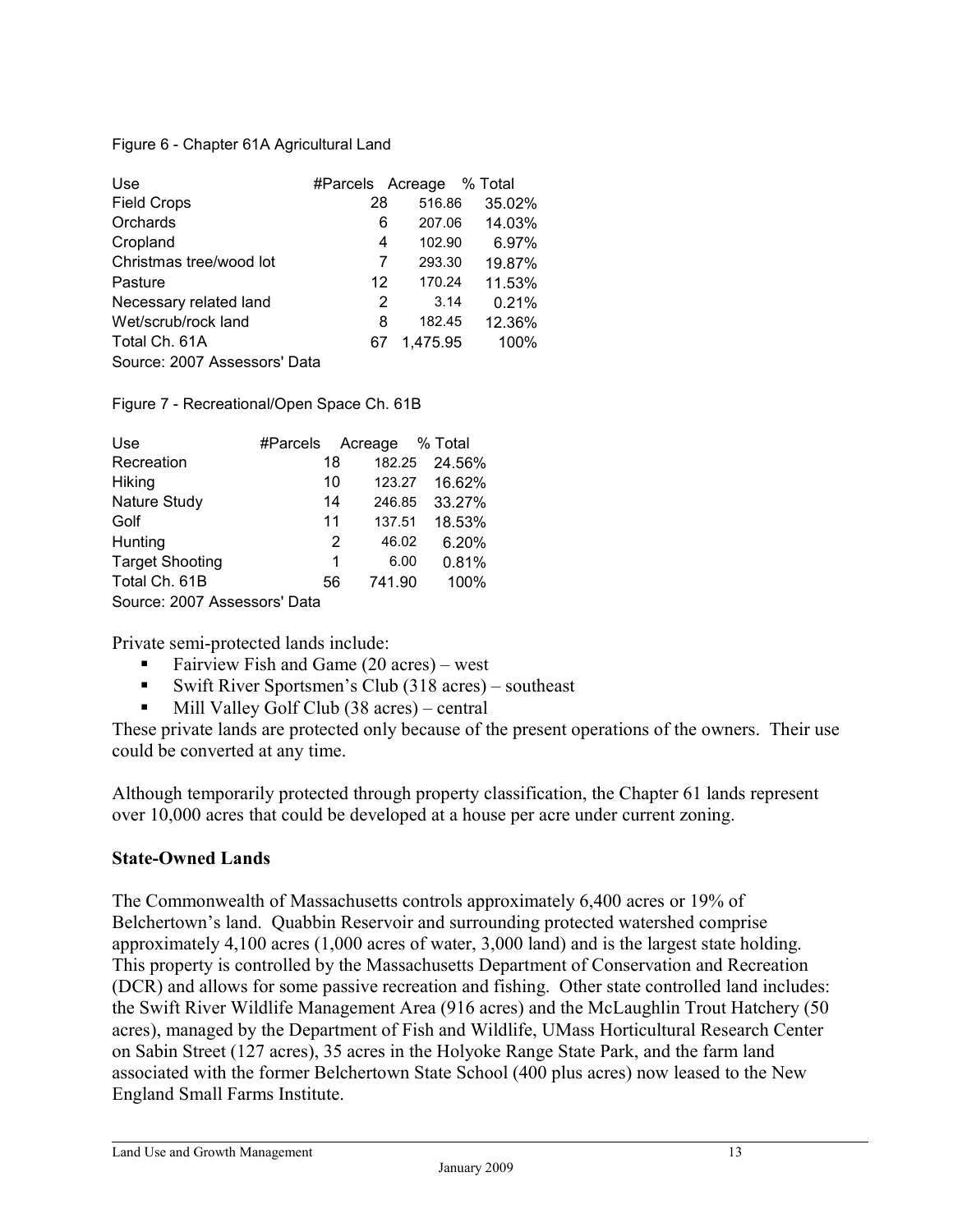Figure 6 - Chapter 61A Agricultural Land

| Use | #Parcels | Acreage | % Total |
| --- | --- | --- | --- |
| Field Crops | 28 | 516.86 | 35.02% |
| Orchards | 6 | 207.06 | 14.03% |
| Cropland | 4 | 102.90 | 6.97% |
| Christmas tree/wood lot | 7 | 293.30 | 19.87% |
| Pasture | 12 | 170.24 | 11.53% |
| Necessary related land | 2 | 3.14 | 0.21% |
| Wet/scrub/rock land | 8 | 182.45 | 12.36% |
| Total Ch. 61A | 67 | 1,475.95 | 100% |

Source: 2007 Assessors' Data

Figure 7 - Recreational/Open Space Ch. 61B

| Use | #Parcels | Acreage | % Total |
| --- | --- | --- | --- |
| Recreation | 18 | 182.25 | 24.56% |
| Hiking | 10 | 123.27 | 16.62% |
| Nature Study | 14 | 246.85 | 33.27% |
| Golf | 11 | 137.51 | 18.53% |
| Hunting | 2 | 46.02 | 6.20% |
| Target Shooting | 1 | 6.00 | 0.81% |
| Total Ch. 61B | 56 | 741.90 | 100% |

Source: 2007 Assessors' Data

Private semi-protected lands include:

- Fairview Fish and Game (20 acres) – west
- Swift River Sportsmen's Club (318 acres) – southeast
- Mill Valley Golf Club (38 acres) – central

These private lands are protected only because of the present operations of the owners. Their use could be converted at any time.

Although temporarily protected through property classification, the Chapter 61 lands represent over 10,000 acres that could be developed at a house per acre under current zoning.

**State-Owned Lands**

The Commonwealth of Massachusetts controls approximately 6,400 acres or 19% of Belchertown's land. Quabbin Reservoir and surrounding protected watershed comprise approximately 4,100 acres (1,000 acres of water, 3,000 land) and is the largest state holding. This property is controlled by the Massachusetts Department of Conservation and Recreation (DCR) and allows for some passive recreation and fishing. Other state controlled land includes: the Swift River Wildlife Management Area (916 acres) and the McLaughlin Trout Hatchery (50 acres), managed by the Department of Fish and Wildlife, UMass Horticultural Research Center on Sabin Street (127 acres), 35 acres in the Holyoke Range State Park, and the farm land associated with the former Belchertown State School (400 plus acres) now leased to the New England Small Farms Institute.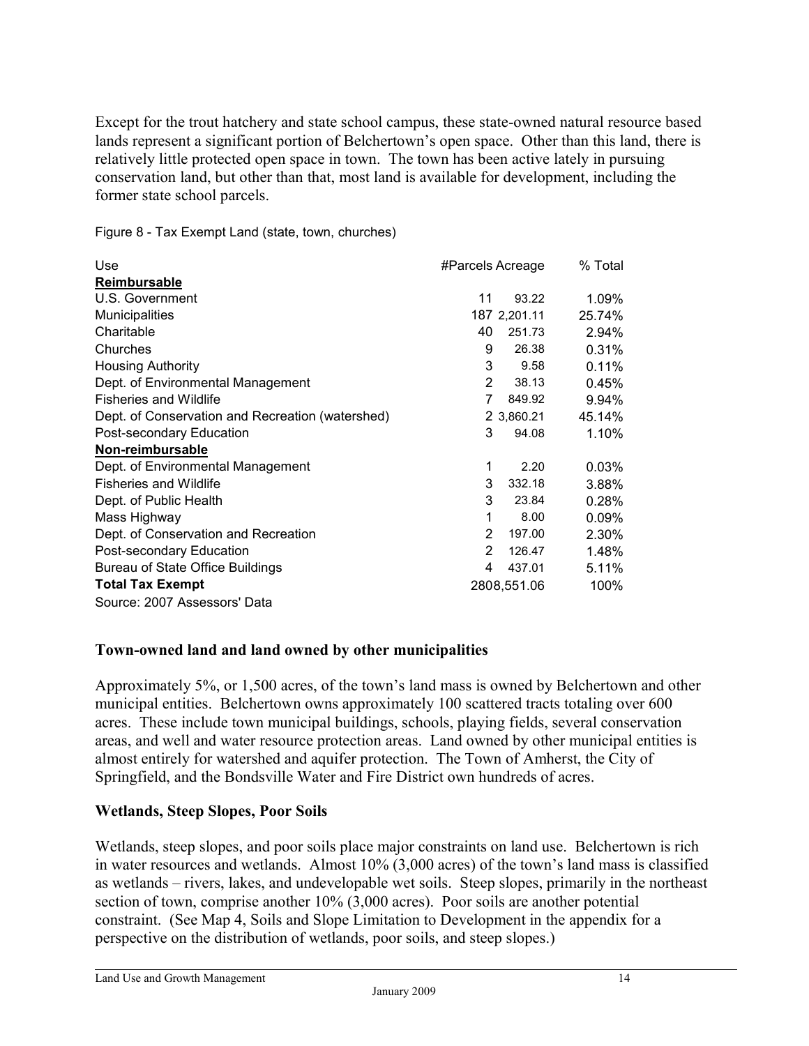Except for the trout hatchery and state school campus, these state-owned natural resource based lands represent a significant portion of Belchertown's open space. Other than this land, there is relatively little protected open space in town. The town has been active lately in pursuing conservation land, but other than that, most land is available for development, including the former state school parcels.

Figure 8 - Tax Exempt Land (state, town, churches)

| Use | #Parcels | Acreage | % Total |
|---|---|---|---|
| **Reimbursable** | | | |
| U.S. Government | 11 | 93.22 | 1.09% |
| Municipalities | 187 | 2,201.11 | 25.74% |
| Charitable | 40 | 251.73 | 2.94% |
| Churches | 9 | 26.38 | 0.31% |
| Housing Authority | 3 | 9.58 | 0.11% |
| Dept. of Environmental Management | 2 | 38.13 | 0.45% |
| Fisheries and Wildlife | 7 | 849.92 | 9.94% |
| Dept. of Conservation and Recreation (watershed) | 2 | 3,860.21 | 45.14% |
| Post-secondary Education | 3 | 94.08 | 1.10% |
| **Non-reimbursable** | | | |
| Dept. of Environmental Management | 1 | 2.20 | 0.03% |
| Fisheries and Wildlife | 3 | 332.18 | 3.88% |
| Dept. of Public Health | 3 | 23.84 | 0.28% |
| Mass Highway | 1 | 8.00 | 0.09% |
| Dept. of Conservation and Recreation | 2 | 197.00 | 2.30% |
| Post-secondary Education | 2 | 126.47 | 1.48% |
| Bureau of State Office Buildings | 4 | 437.01 | 5.11% |
| **Total Tax Exempt** | 280 | 8,551.06 | 100% |

Source: 2007 Assessors' Data

## Town-owned land and land owned by other municipalities

Approximately 5%, or 1,500 acres, of the town's land mass is owned by Belchertown and other municipal entities. Belchertown owns approximately 100 scattered tracts totaling over 600 acres. These include town municipal buildings, schools, playing fields, several conservation areas, and well and water resource protection areas. Land owned by other municipal entities is almost entirely for watershed and aquifer protection. The Town of Amherst, the City of Springfield, and the Bondsville Water and Fire District own hundreds of acres.

## Wetlands, Steep Slopes, Poor Soils

Wetlands, steep slopes, and poor soils place major constraints on land use. Belchertown is rich in water resources and wetlands. Almost 10% (3,000 acres) of the town's land mass is classified as wetlands – rivers, lakes, and undevelopable wet soils. Steep slopes, primarily in the northeast section of town, comprise another 10% (3,000 acres). Poor soils are another potential constraint. (See Map 4, Soils and Slope Limitation to Development in the appendix for a perspective on the distribution of wetlands, poor soils, and steep slopes.)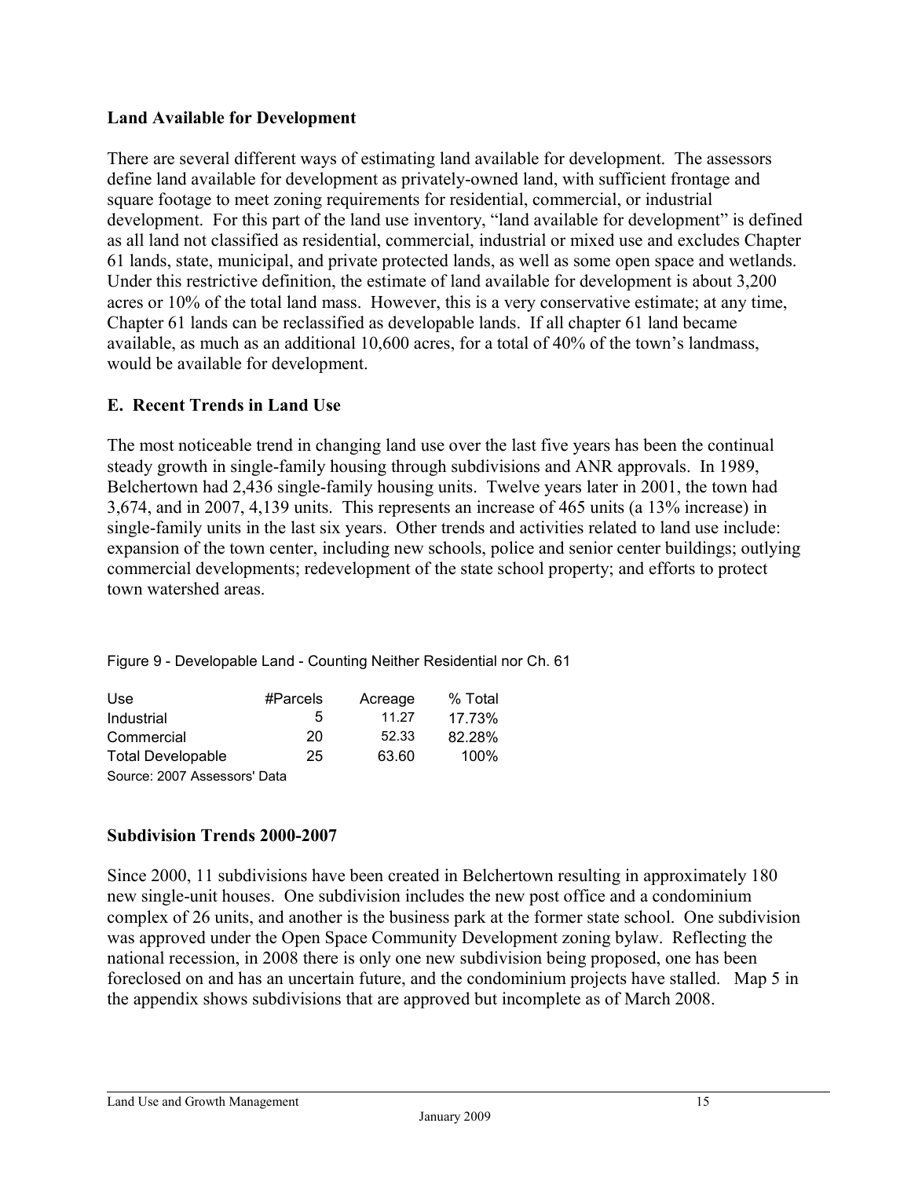### Land Available for Development

There are several different ways of estimating land available for development. The assessors define land available for development as privately-owned land, with sufficient frontage and square footage to meet zoning requirements for residential, commercial, or industrial development. For this part of the land use inventory, "land available for development" is defined as all land not classified as residential, commercial, industrial or mixed use and excludes Chapter 61 lands, state, municipal, and private protected lands, as well as some open space and wetlands. Under this restrictive definition, the estimate of land available for development is about 3,200 acres or 10% of the total land mass. However, this is a very conservative estimate; at any time, Chapter 61 lands can be reclassified as developable lands. If all chapter 61 land became available, as much as an additional 10,600 acres, for a total of 40% of the town's landmass, would be available for development.

## E. Recent Trends in Land Use

The most noticeable trend in changing land use over the last five years has been the continual steady growth in single-family housing through subdivisions and ANR approvals. In 1989, Belchertown had 2,436 single-family housing units. Twelve years later in 2001, the town had 3,674, and in 2007, 4,139 units. This represents an increase of 465 units (a 13% increase) in single-family units in the last six years. Other trends and activities related to land use include: expansion of the town center, including new schools, police and senior center buildings; outlying commercial developments; redevelopment of the state school property; and efforts to protect town watershed areas.

Figure 9 - Developable Land - Counting Neither Residential nor Ch. 61

| Use | #Parcels | Acreage | % Total |
|---|---|---|---|
| Industrial | 5 | 11.27 | 17.73% |
| Commercial | 20 | 52.33 | 82.28% |
| Total Developable | 25 | 63.60 | 100% |

Source: 2007 Assessors' Data

### Subdivision Trends 2000-2007

Since 2000, 11 subdivisions have been created in Belchertown resulting in approximately 180 new single-unit houses. One subdivision includes the new post office and a condominium complex of 26 units, and another is the business park at the former state school. One subdivision was approved under the Open Space Community Development zoning bylaw. Reflecting the national recession, in 2008 there is only one new subdivision being proposed, one has been foreclosed on and has an uncertain future, and the condominium projects have stalled. Map 5 in the appendix shows subdivisions that are approved but incomplete as of March 2008.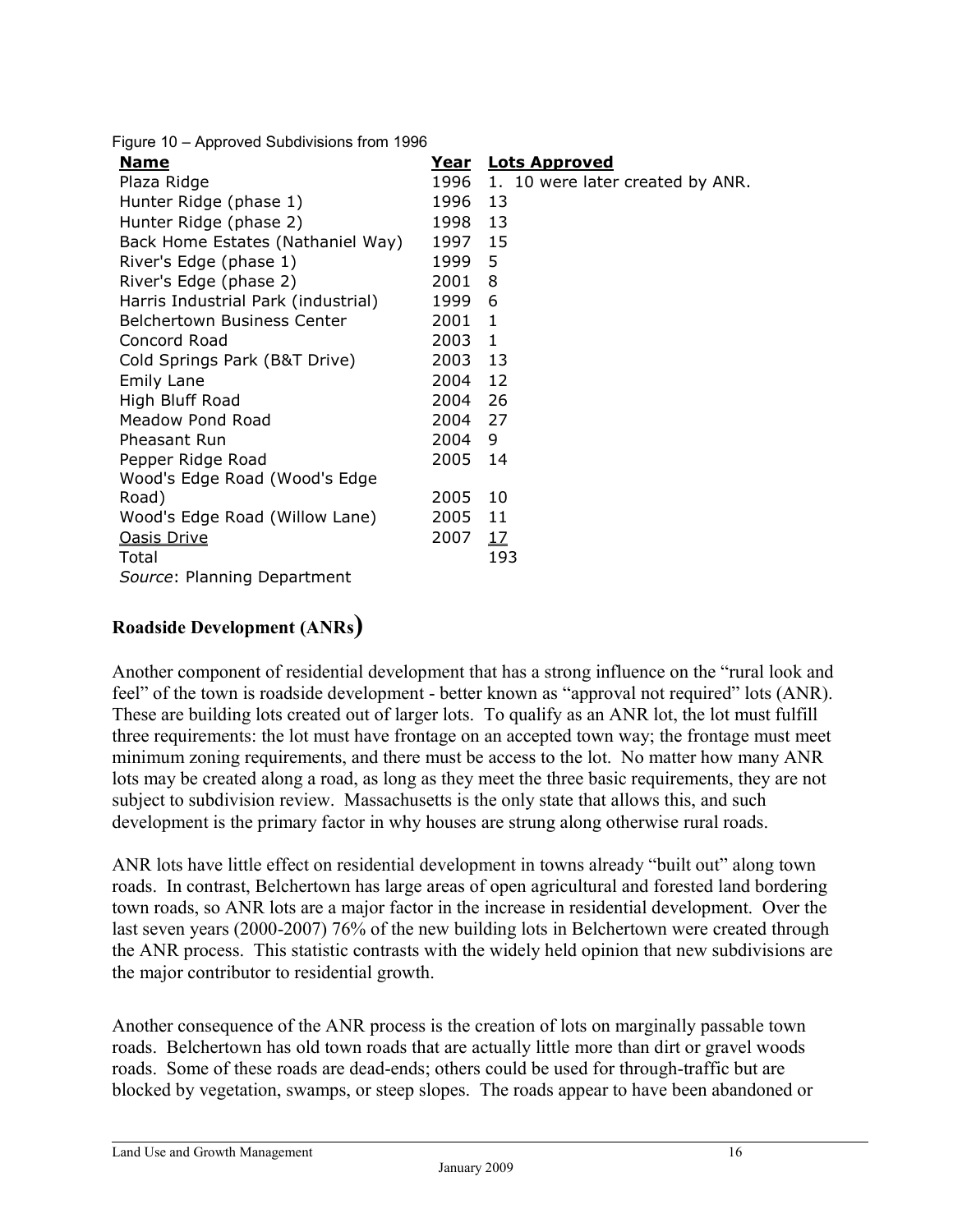Figure 10 – Approved Subdivisions from 1996

| Name | Year | Lots Approved |
|---|---|---|
| Plaza Ridge | 1996 | 1. 10 were later created by ANR. |
| Hunter Ridge (phase 1) | 1996 | 13 |
| Hunter Ridge (phase 2) | 1998 | 13 |
| Back Home Estates (Nathaniel Way) | 1997 | 15 |
| River's Edge (phase 1) | 1999 | 5 |
| River's Edge (phase 2) | 2001 | 8 |
| Harris Industrial Park (industrial) | 1999 | 6 |
| Belchertown Business Center | 2001 | 1 |
| Concord Road | 2003 | 1 |
| Cold Springs Park (B&T Drive) | 2003 | 13 |
| Emily Lane | 2004 | 12 |
| High Bluff Road | 2004 | 26 |
| Meadow Pond Road | 2004 | 27 |
| Pheasant Run | 2004 | 9 |
| Pepper Ridge Road | 2005 | 14 |
| Wood's Edge Road (Wood's Edge Road) | 2005 | 10 |
| Wood's Edge Road (Willow Lane) | 2005 | 11 |
| Oasis Drive | 2007 | 17 |
| Total | | 193 |

*Source*: Planning Department

## Roadside Development (ANRs)

Another component of residential development that has a strong influence on the "rural look and feel" of the town is roadside development - better known as "approval not required" lots (ANR). These are building lots created out of larger lots. To qualify as an ANR lot, the lot must fulfill three requirements: the lot must have frontage on an accepted town way; the frontage must meet minimum zoning requirements, and there must be access to the lot. No matter how many ANR lots may be created along a road, as long as they meet the three basic requirements, they are not subject to subdivision review. Massachusetts is the only state that allows this, and such development is the primary factor in why houses are strung along otherwise rural roads.

ANR lots have little effect on residential development in towns already "built out" along town roads. In contrast, Belchertown has large areas of open agricultural and forested land bordering town roads, so ANR lots are a major factor in the increase in residential development. Over the last seven years (2000-2007) 76% of the new building lots in Belchertown were created through the ANR process. This statistic contrasts with the widely held opinion that new subdivisions are the major contributor to residential growth.

Another consequence of the ANR process is the creation of lots on marginally passable town roads. Belchertown has old town roads that are actually little more than dirt or gravel woods roads. Some of these roads are dead-ends; others could be used for through-traffic but are blocked by vegetation, swamps, or steep slopes. The roads appear to have been abandoned or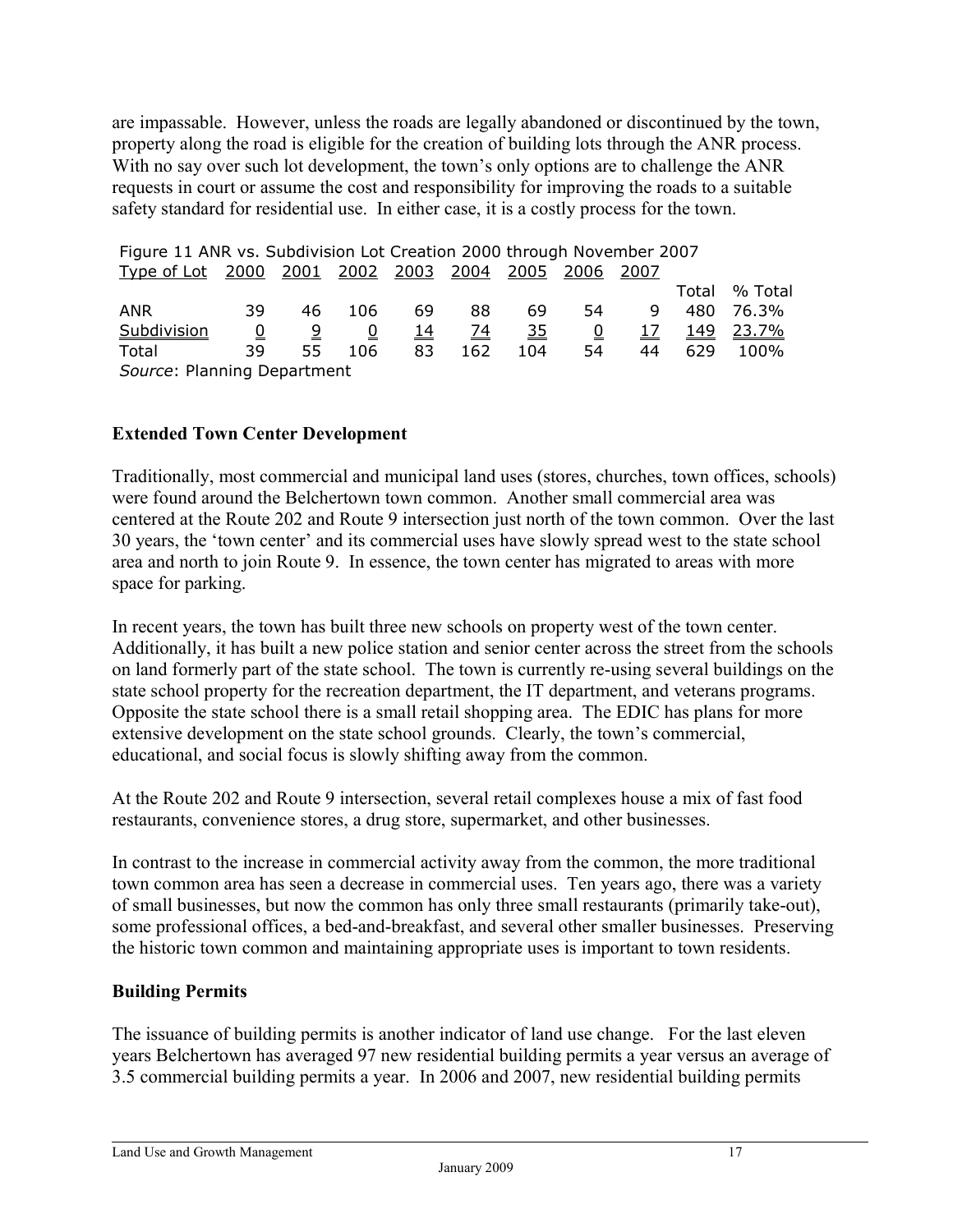are impassable. However, unless the roads are legally abandoned or discontinued by the town, property along the road is eligible for the creation of building lots through the ANR process. With no say over such lot development, the town's only options are to challenge the ANR requests in court or assume the cost and responsibility for improving the roads to a suitable safety standard for residential use. In either case, it is a costly process for the town.

Figure 11 ANR vs. Subdivision Lot Creation 2000 through November 2007

| Type of Lot | 2000 | 2001 | 2002 | 2003 | 2004 | 2005 | 2006 | 2007 | Total | % Total |
|---|---|---|---|---|---|---|---|---|---|---|
| ANR | 39 | 46 | 106 | 69 | 88 | 69 | 54 | 9 | 480 | 76.3% |
| Subdivision | 0 | 9 | 0 | 14 | 74 | 35 | 0 | 17 | 149 | 23.7% |
| Total | 39 | 55 | 106 | 83 | 162 | 104 | 54 | 44 | 629 | 100% |

*Source*: Planning Department

## Extended Town Center Development

Traditionally, most commercial and municipal land uses (stores, churches, town offices, schools) were found around the Belchertown town common. Another small commercial area was centered at the Route 202 and Route 9 intersection just north of the town common. Over the last 30 years, the 'town center' and its commercial uses have slowly spread west to the state school area and north to join Route 9. In essence, the town center has migrated to areas with more space for parking.

In recent years, the town has built three new schools on property west of the town center. Additionally, it has built a new police station and senior center across the street from the schools on land formerly part of the state school. The town is currently re-using several buildings on the state school property for the recreation department, the IT department, and veterans programs. Opposite the state school there is a small retail shopping area. The EDIC has plans for more extensive development on the state school grounds. Clearly, the town's commercial, educational, and social focus is slowly shifting away from the common.

At the Route 202 and Route 9 intersection, several retail complexes house a mix of fast food restaurants, convenience stores, a drug store, supermarket, and other businesses.

In contrast to the increase in commercial activity away from the common, the more traditional town common area has seen a decrease in commercial uses. Ten years ago, there was a variety of small businesses, but now the common has only three small restaurants (primarily take-out), some professional offices, a bed-and-breakfast, and several other smaller businesses. Preserving the historic town common and maintaining appropriate uses is important to town residents.

## Building Permits

The issuance of building permits is another indicator of land use change. For the last eleven years Belchertown has averaged 97 new residential building permits a year versus an average of 3.5 commercial building permits a year. In 2006 and 2007, new residential building permits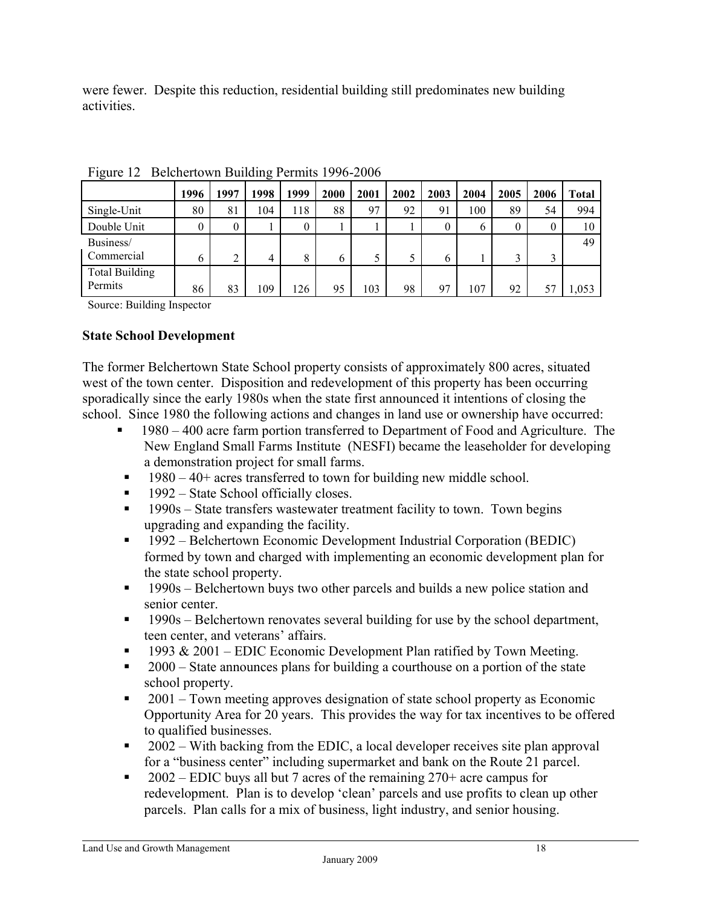were fewer. Despite this reduction, residential building still predominates new building activities.

Figure 12 Belchertown Building Permits 1996-2006

| | 1996 | 1997 | 1998 | 1999 | 2000 | 2001 | 2002 | 2003 | 2004 | 2005 | 2006 | Total |
|---|---|---|---|---|---|---|---|---|---|---|---|---|
| Single-Unit | 80 | 81 | 104 | 118 | 88 | 97 | 92 | 91 | 100 | 89 | 54 | 994 |
| Double Unit | 0 | 0 | 1 | 0 | 1 | 1 | 1 | 0 | 6 | 0 | 0 | 10 |
| Business/ Commercial | 6 | 2 | 4 | 8 | 6 | 5 | 5 | 6 | 1 | 3 | 3 | 49 |
| Total Building Permits | 86 | 83 | 109 | 126 | 95 | 103 | 98 | 97 | 107 | 92 | 57 | 1,053 |

Source: Building Inspector

**State School Development**

The former Belchertown State School property consists of approximately 800 acres, situated west of the town center. Disposition and redevelopment of this property has been occurring sporadically since the early 1980s when the state first announced it intentions of closing the school. Since 1980 the following actions and changes in land use or ownership have occurred:

- 1980 – 400 acre farm portion transferred to Department of Food and Agriculture. The New England Small Farms Institute (NESFI) became the leaseholder for developing a demonstration project for small farms.
- 1980 – 40+ acres transferred to town for building new middle school.
- 1992 – State School officially closes.
- 1990s – State transfers wastewater treatment facility to town. Town begins upgrading and expanding the facility.
- 1992 – Belchertown Economic Development Industrial Corporation (BEDIC) formed by town and charged with implementing an economic development plan for the state school property.
- 1990s – Belchertown buys two other parcels and builds a new police station and senior center.
- 1990s – Belchertown renovates several building for use by the school department, teen center, and veterans' affairs.
- 1993 & 2001 – EDIC Economic Development Plan ratified by Town Meeting.
- 2000 – State announces plans for building a courthouse on a portion of the state school property.
- 2001 – Town meeting approves designation of state school property as Economic Opportunity Area for 20 years. This provides the way for tax incentives to be offered to qualified businesses.
- 2002 – With backing from the EDIC, a local developer receives site plan approval for a "business center" including supermarket and bank on the Route 21 parcel.
- 2002 – EDIC buys all but 7 acres of the remaining 270+ acre campus for redevelopment. Plan is to develop 'clean' parcels and use profits to clean up other parcels. Plan calls for a mix of business, light industry, and senior housing.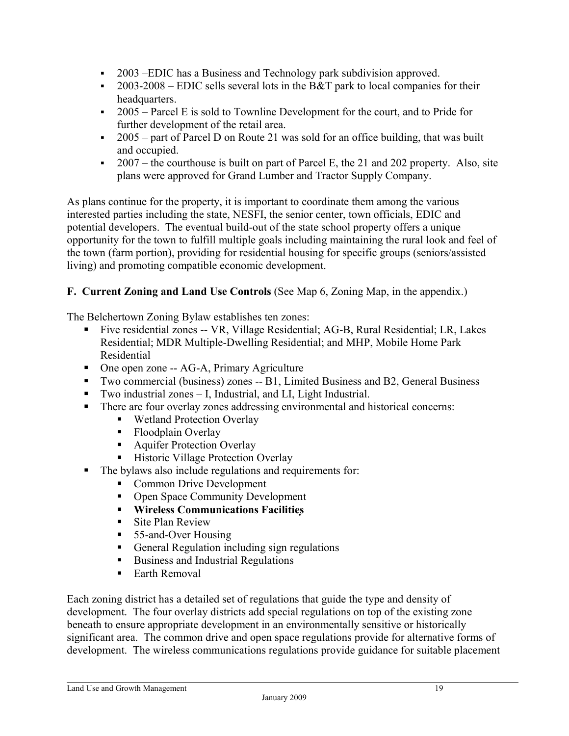- 2003 –EDIC has a Business and Technology park subdivision approved.
- 2003-2008 – EDIC sells several lots in the B&T park to local companies for their headquarters.
- 2005 – Parcel E is sold to Townline Development for the court, and to Pride for further development of the retail area.
- 2005 – part of Parcel D on Route 21 was sold for an office building, that was built and occupied.
- 2007 – the courthouse is built on part of Parcel E, the 21 and 202 property. Also, site plans were approved for Grand Lumber and Tractor Supply Company.

As plans continue for the property, it is important to coordinate them among the various interested parties including the state, NESFI, the senior center, town officials, EDIC and potential developers. The eventual build-out of the state school property offers a unique opportunity for the town to fulfill multiple goals including maintaining the rural look and feel of the town (farm portion), providing for residential housing for specific groups (seniors/assisted living) and promoting compatible economic development.

**F. Current Zoning and Land Use Controls** (See Map 6, Zoning Map, in the appendix.)

The Belchertown Zoning Bylaw establishes ten zones:

- Five residential zones -- VR, Village Residential; AG-B, Rural Residential; LR, Lakes Residential; MDR Multiple-Dwelling Residential; and MHP, Mobile Home Park Residential
- One open zone -- AG-A, Primary Agriculture
- Two commercial (business) zones -- B1, Limited Business and B2, General Business
- Two industrial zones – I, Industrial, and LI, Light Industrial.
- There are four overlay zones addressing environmental and historical concerns:
  - Wetland Protection Overlay
  - Floodplain Overlay
  - Aquifer Protection Overlay
  - Historic Village Protection Overlay
- The bylaws also include regulations and requirements for:
  - Common Drive Development
  - Open Space Community Development
  - **Wireless Communications Facilities**
  - Site Plan Review
  - 55-and-Over Housing
  - General Regulation including sign regulations
  - Business and Industrial Regulations
  - Earth Removal

Each zoning district has a detailed set of regulations that guide the type and density of development. The four overlay districts add special regulations on top of the existing zone beneath to ensure appropriate development in an environmentally sensitive or historically significant area. The common drive and open space regulations provide for alternative forms of development. The wireless communications regulations provide guidance for suitable placement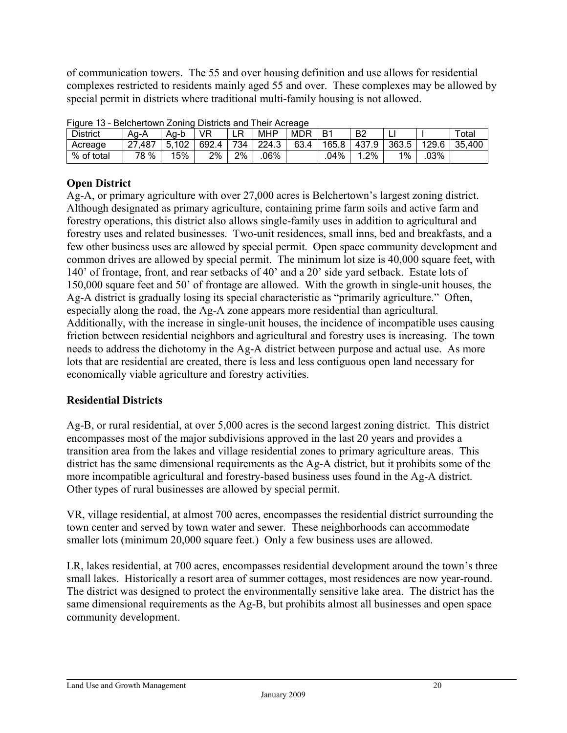of communication towers. The 55 and over housing definition and use allows for residential complexes restricted to residents mainly aged 55 and over. These complexes may be allowed by special permit in districts where traditional multi-family housing is not allowed.

Figure 13 - Belchertown Zoning Districts and Their Acreage

| District | Ag-A | Ag-b | VR | LR | MHP | MDR | B1 | B2 | LI | I | Total |
|---|---|---|---|---|---|---|---|---|---|---|---|
| Acreage | 27,487 | 5,102 | 692.4 | 734 | 224.3 | 63.4 | 165.8 | 437.9 | 363.5 | 129.6 | 35,400 |
| % of total | 78 % | 15% | 2% | 2% | .06% | | .04% | 1.2% | 1% | .03% | |

### Open District

Ag-A, or primary agriculture with over 27,000 acres is Belchertown's largest zoning district. Although designated as primary agriculture, containing prime farm soils and active farm and forestry operations, this district also allows single-family uses in addition to agricultural and forestry uses and related businesses. Two-unit residences, small inns, bed and breakfasts, and a few other business uses are allowed by special permit. Open space community development and common drives are allowed by special permit. The minimum lot size is 40,000 square feet, with 140' of frontage, front, and rear setbacks of 40' and a 20' side yard setback. Estate lots of 150,000 square feet and 50' of frontage are allowed. With the growth in single-unit houses, the Ag-A district is gradually losing its special characteristic as "primarily agriculture." Often, especially along the road, the Ag-A zone appears more residential than agricultural. Additionally, with the increase in single-unit houses, the incidence of incompatible uses causing friction between residential neighbors and agricultural and forestry uses is increasing. The town needs to address the dichotomy in the Ag-A district between purpose and actual use. As more lots that are residential are created, there is less and less contiguous open land necessary for economically viable agriculture and forestry activities.

### Residential Districts

Ag-B, or rural residential, at over 5,000 acres is the second largest zoning district. This district encompasses most of the major subdivisions approved in the last 20 years and provides a transition area from the lakes and village residential zones to primary agriculture areas. This district has the same dimensional requirements as the Ag-A district, but it prohibits some of the more incompatible agricultural and forestry-based business uses found in the Ag-A district. Other types of rural businesses are allowed by special permit.

VR, village residential, at almost 700 acres, encompasses the residential district surrounding the town center and served by town water and sewer. These neighborhoods can accommodate smaller lots (minimum 20,000 square feet.) Only a few business uses are allowed.

LR, lakes residential, at 700 acres, encompasses residential development around the town's three small lakes. Historically a resort area of summer cottages, most residences are now year-round. The district was designed to protect the environmentally sensitive lake area. The district has the same dimensional requirements as the Ag-B, but prohibits almost all businesses and open space community development.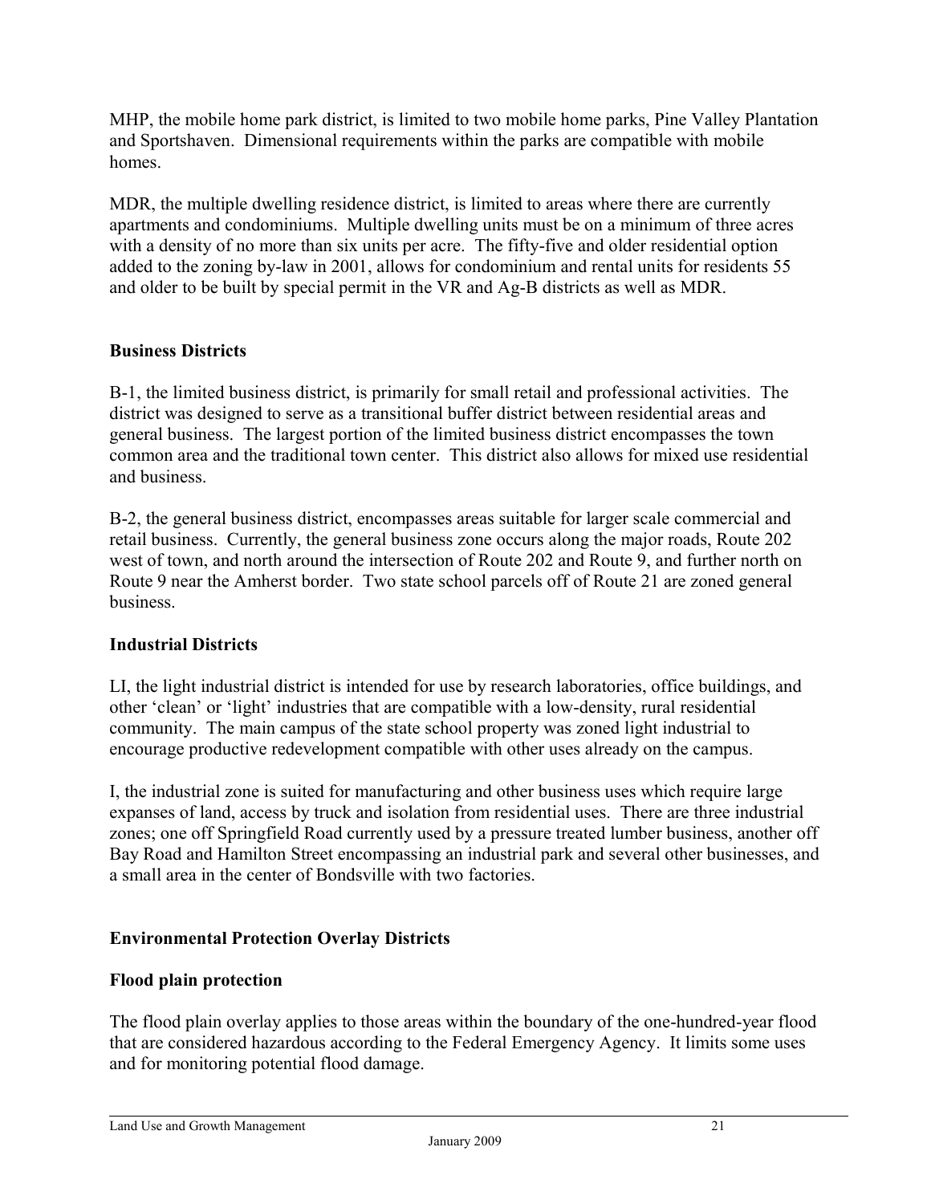MHP, the mobile home park district, is limited to two mobile home parks, Pine Valley Plantation and Sportshaven. Dimensional requirements within the parks are compatible with mobile homes.

MDR, the multiple dwelling residence district, is limited to areas where there are currently apartments and condominiums. Multiple dwelling units must be on a minimum of three acres with a density of no more than six units per acre. The fifty-five and older residential option added to the zoning by-law in 2001, allows for condominium and rental units for residents 55 and older to be built by special permit in the VR and Ag-B districts as well as MDR.

### Business Districts

B-1, the limited business district, is primarily for small retail and professional activities. The district was designed to serve as a transitional buffer district between residential areas and general business. The largest portion of the limited business district encompasses the town common area and the traditional town center. This district also allows for mixed use residential and business.

B-2, the general business district, encompasses areas suitable for larger scale commercial and retail business. Currently, the general business zone occurs along the major roads, Route 202 west of town, and north around the intersection of Route 202 and Route 9, and further north on Route 9 near the Amherst border. Two state school parcels off of Route 21 are zoned general business.

### Industrial Districts

LI, the light industrial district is intended for use by research laboratories, office buildings, and other 'clean' or 'light' industries that are compatible with a low-density, rural residential community. The main campus of the state school property was zoned light industrial to encourage productive redevelopment compatible with other uses already on the campus.

I, the industrial zone is suited for manufacturing and other business uses which require large expanses of land, access by truck and isolation from residential uses. There are three industrial zones; one off Springfield Road currently used by a pressure treated lumber business, another off Bay Road and Hamilton Street encompassing an industrial park and several other businesses, and a small area in the center of Bondsville with two factories.

### Environmental Protection Overlay Districts

#### Flood plain protection

The flood plain overlay applies to those areas within the boundary of the one-hundred-year flood that are considered hazardous according to the Federal Emergency Agency. It limits some uses and for monitoring potential flood damage.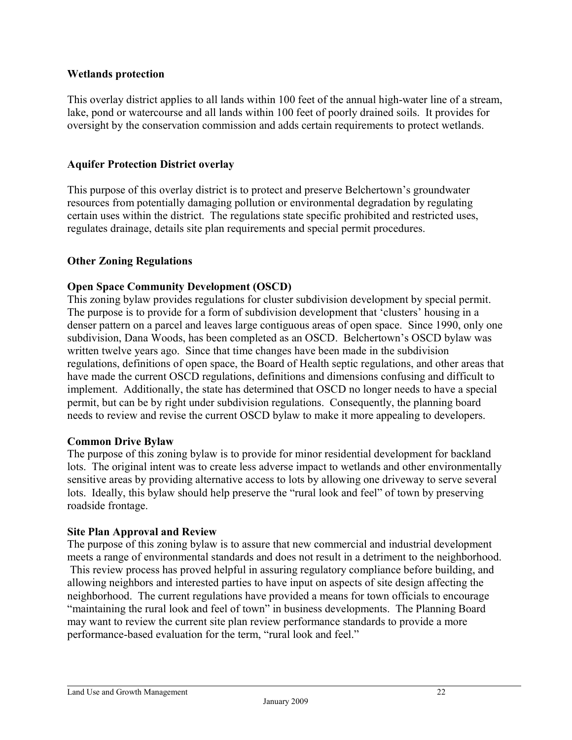**Wetlands protection**

This overlay district applies to all lands within 100 feet of the annual high-water line of a stream, lake, pond or watercourse and all lands within 100 feet of poorly drained soils. It provides for oversight by the conservation commission and adds certain requirements to protect wetlands.

**Aquifer Protection District overlay**

This purpose of this overlay district is to protect and preserve Belchertown's groundwater resources from potentially damaging pollution or environmental degradation by regulating certain uses within the district. The regulations state specific prohibited and restricted uses, regulates drainage, details site plan requirements and special permit procedures.

**Other Zoning Regulations**

**Open Space Community Development (OSCD)**
This zoning bylaw provides regulations for cluster subdivision development by special permit. The purpose is to provide for a form of subdivision development that 'clusters' housing in a denser pattern on a parcel and leaves large contiguous areas of open space. Since 1990, only one subdivision, Dana Woods, has been completed as an OSCD. Belchertown's OSCD bylaw was written twelve years ago. Since that time changes have been made in the subdivision regulations, definitions of open space, the Board of Health septic regulations, and other areas that have made the current OSCD regulations, definitions and dimensions confusing and difficult to implement. Additionally, the state has determined that OSCD no longer needs to have a special permit, but can be by right under subdivision regulations. Consequently, the planning board needs to review and revise the current OSCD bylaw to make it more appealing to developers.

**Common Drive Bylaw**
The purpose of this zoning bylaw is to provide for minor residential development for backland lots. The original intent was to create less adverse impact to wetlands and other environmentally sensitive areas by providing alternative access to lots by allowing one driveway to serve several lots. Ideally, this bylaw should help preserve the "rural look and feel" of town by preserving roadside frontage.

**Site Plan Approval and Review**
The purpose of this zoning bylaw is to assure that new commercial and industrial development meets a range of environmental standards and does not result in a detriment to the neighborhood. This review process has proved helpful in assuring regulatory compliance before building, and allowing neighbors and interested parties to have input on aspects of site design affecting the neighborhood. The current regulations have provided a means for town officials to encourage "maintaining the rural look and feel of town" in business developments. The Planning Board may want to review the current site plan review performance standards to provide a more performance-based evaluation for the term, "rural look and feel."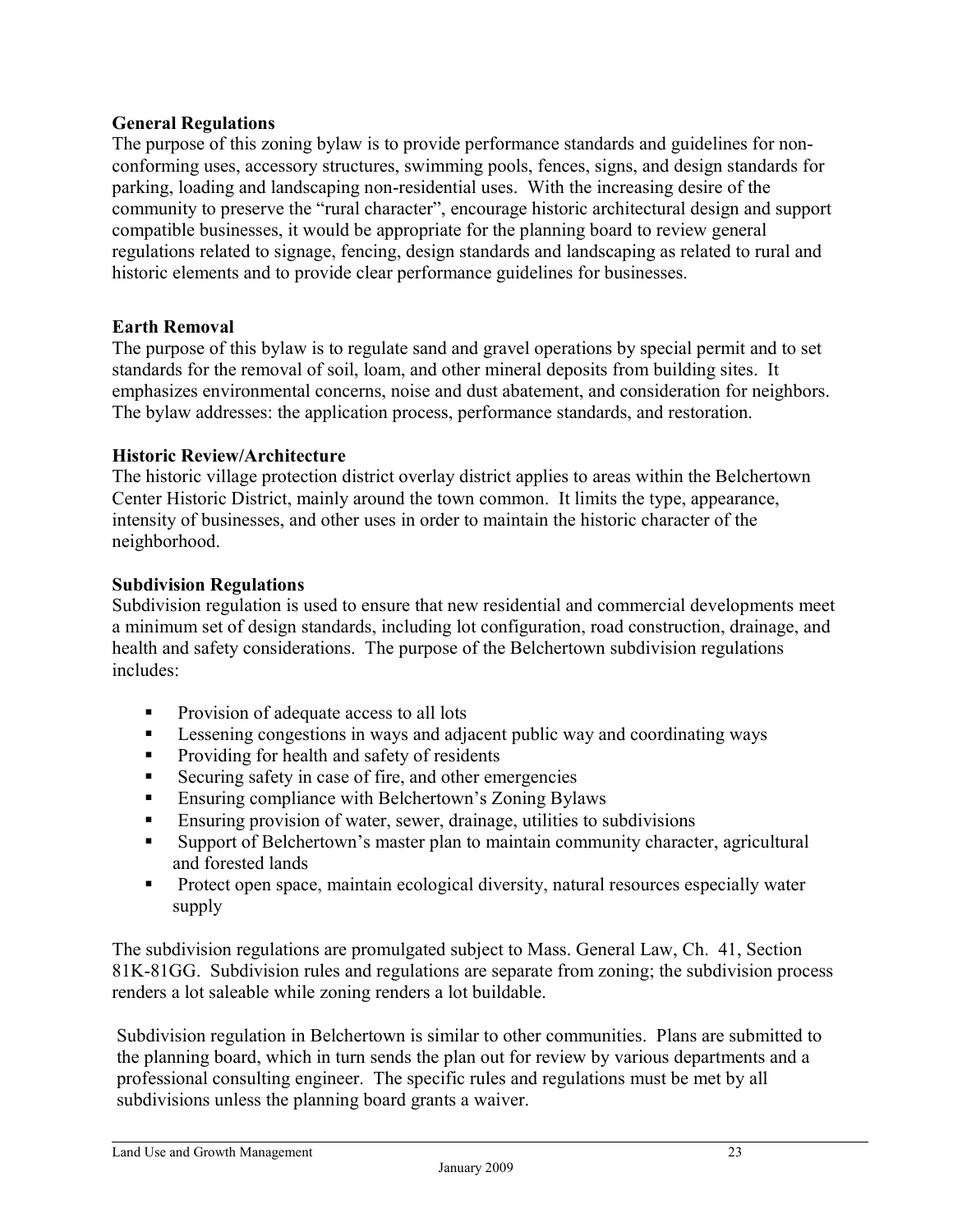**General Regulations**

The purpose of this zoning bylaw is to provide performance standards and guidelines for non-conforming uses, accessory structures, swimming pools, fences, signs, and design standards for parking, loading and landscaping non-residential uses. With the increasing desire of the community to preserve the "rural character", encourage historic architectural design and support compatible businesses, it would be appropriate for the planning board to review general regulations related to signage, fencing, design standards and landscaping as related to rural and historic elements and to provide clear performance guidelines for businesses.

**Earth Removal**

The purpose of this bylaw is to regulate sand and gravel operations by special permit and to set standards for the removal of soil, loam, and other mineral deposits from building sites. It emphasizes environmental concerns, noise and dust abatement, and consideration for neighbors. The bylaw addresses: the application process, performance standards, and restoration.

**Historic Review/Architecture**

The historic village protection district overlay district applies to areas within the Belchertown Center Historic District, mainly around the town common. It limits the type, appearance, intensity of businesses, and other uses in order to maintain the historic character of the neighborhood.

**Subdivision Regulations**

Subdivision regulation is used to ensure that new residential and commercial developments meet a minimum set of design standards, including lot configuration, road construction, drainage, and health and safety considerations. The purpose of the Belchertown subdivision regulations includes:

- Provision of adequate access to all lots
- Lessening congestions in ways and adjacent public way and coordinating ways
- Providing for health and safety of residents
- Securing safety in case of fire, and other emergencies
- Ensuring compliance with Belchertown's Zoning Bylaws
- Ensuring provision of water, sewer, drainage, utilities to subdivisions
- Support of Belchertown's master plan to maintain community character, agricultural and forested lands
- Protect open space, maintain ecological diversity, natural resources especially water supply

The subdivision regulations are promulgated subject to Mass. General Law, Ch. 41, Section 81K-81GG. Subdivision rules and regulations are separate from zoning; the subdivision process renders a lot saleable while zoning renders a lot buildable.

Subdivision regulation in Belchertown is similar to other communities. Plans are submitted to the planning board, which in turn sends the plan out for review by various departments and a professional consulting engineer. The specific rules and regulations must be met by all subdivisions unless the planning board grants a waiver.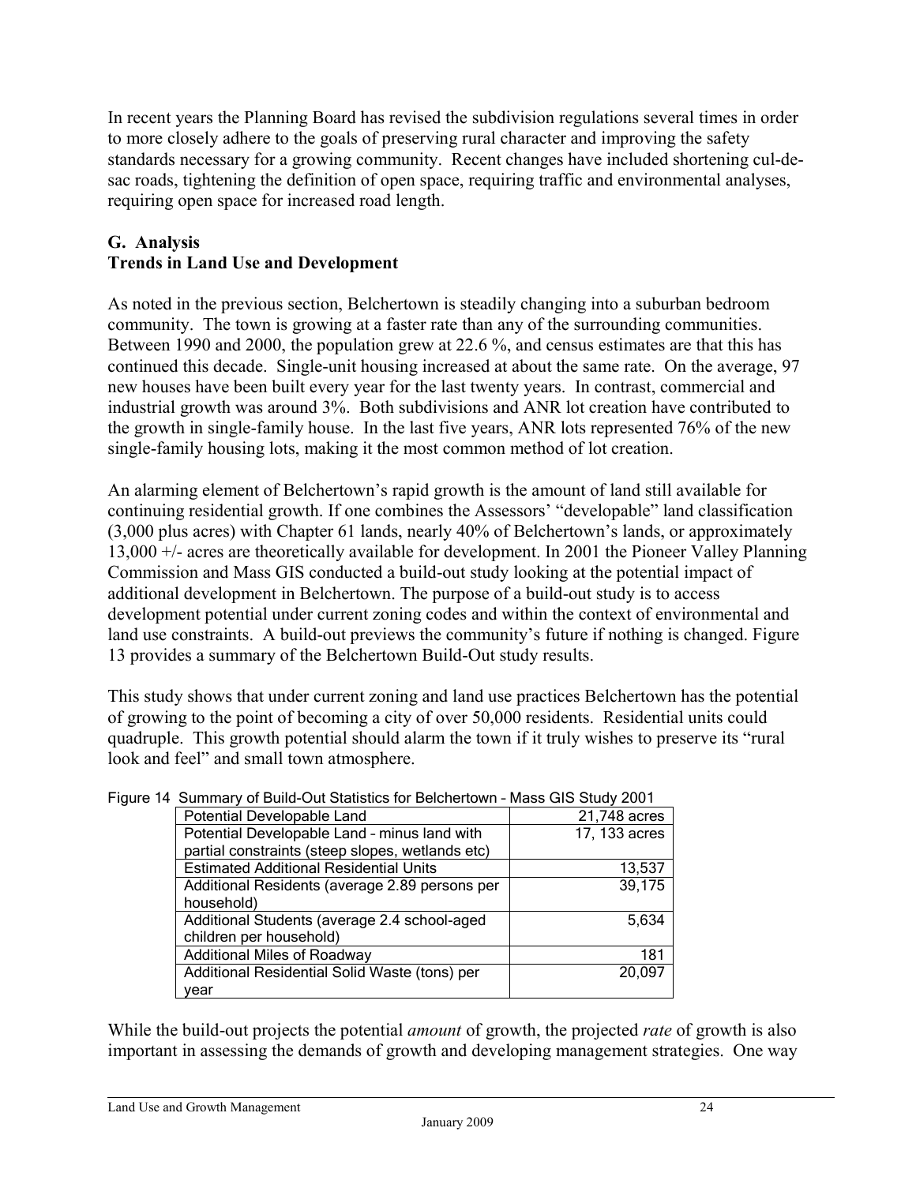In recent years the Planning Board has revised the subdivision regulations several times in order to more closely adhere to the goals of preserving rural character and improving the safety standards necessary for a growing community. Recent changes have included shortening cul-de-sac roads, tightening the definition of open space, requiring traffic and environmental analyses, requiring open space for increased road length.

## G. Analysis
## Trends in Land Use and Development

As noted in the previous section, Belchertown is steadily changing into a suburban bedroom community. The town is growing at a faster rate than any of the surrounding communities. Between 1990 and 2000, the population grew at 22.6 %, and census estimates are that this has continued this decade. Single-unit housing increased at about the same rate. On the average, 97 new houses have been built every year for the last twenty years. In contrast, commercial and industrial growth was around 3%. Both subdivisions and ANR lot creation have contributed to the growth in single-family house. In the last five years, ANR lots represented 76% of the new single-family housing lots, making it the most common method of lot creation.

An alarming element of Belchertown's rapid growth is the amount of land still available for continuing residential growth. If one combines the Assessors' "developable" land classification (3,000 plus acres) with Chapter 61 lands, nearly 40% of Belchertown's lands, or approximately 13,000 +/- acres are theoretically available for development. In 2001 the Pioneer Valley Planning Commission and Mass GIS conducted a build-out study looking at the potential impact of additional development in Belchertown. The purpose of a build-out study is to access development potential under current zoning codes and within the context of environmental and land use constraints. A build-out previews the community's future if nothing is changed. Figure 13 provides a summary of the Belchertown Build-Out study results.

This study shows that under current zoning and land use practices Belchertown has the potential of growing to the point of becoming a city of over 50,000 residents. Residential units could quadruple. This growth potential should alarm the town if it truly wishes to preserve its "rural look and feel" and small town atmosphere.

Figure 14 Summary of Build-Out Statistics for Belchertown – Mass GIS Study 2001

| | |
|---|---:|
| Potential Developable Land | 21,748 acres |
| Potential Developable Land – minus land with partial constraints (steep slopes, wetlands etc) | 17, 133 acres |
| Estimated Additional Residential Units | 13,537 |
| Additional Residents (average 2.89 persons per household) | 39,175 |
| Additional Students (average 2.4 school-aged children per household) | 5,634 |
| Additional Miles of Roadway | 181 |
| Additional Residential Solid Waste (tons) per year | 20,097 |

While the build-out projects the potential *amount* of growth, the projected *rate* of growth is also important in assessing the demands of growth and developing management strategies. One way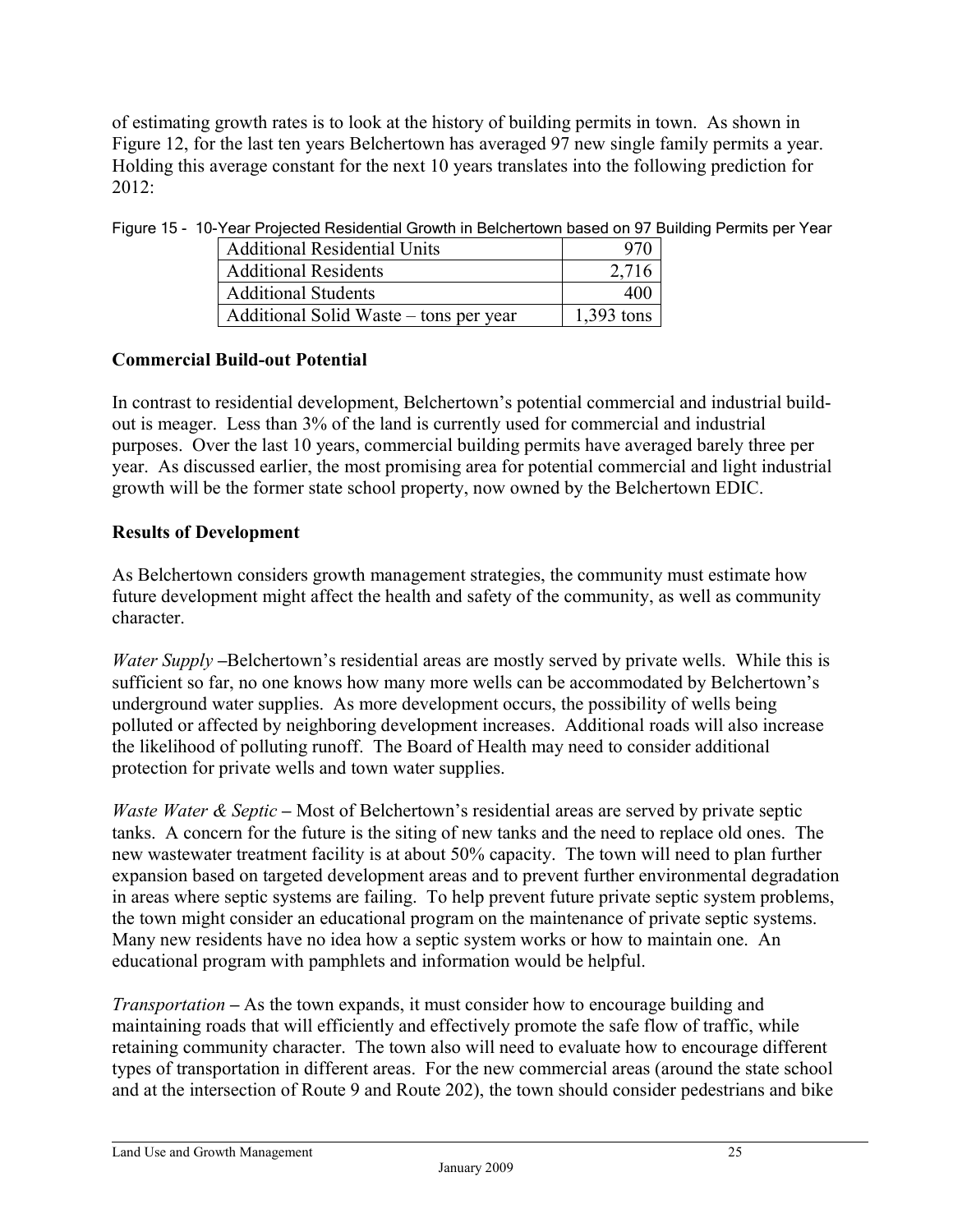of estimating growth rates is to look at the history of building permits in town. As shown in Figure 12, for the last ten years Belchertown has averaged 97 new single family permits a year. Holding this average constant for the next 10 years translates into the following prediction for 2012:

Figure 15 - 10-Year Projected Residential Growth in Belchertown based on 97 Building Permits per Year

| | |
|---|---|
| Additional Residential Units | 970 |
| Additional Residents | 2,716 |
| Additional Students | 400 |
| Additional Solid Waste – tons per year | 1,393 tons |

### Commercial Build-out Potential

In contrast to residential development, Belchertown's potential commercial and industrial build-out is meager. Less than 3% of the land is currently used for commercial and industrial purposes. Over the last 10 years, commercial building permits have averaged barely three per year. As discussed earlier, the most promising area for potential commercial and light industrial growth will be the former state school property, now owned by the Belchertown EDIC.

### Results of Development

As Belchertown considers growth management strategies, the community must estimate how future development might affect the health and safety of the community, as well as community character.

*Water Supply* **–**Belchertown's residential areas are mostly served by private wells. While this is sufficient so far, no one knows how many more wells can be accommodated by Belchertown's underground water supplies. As more development occurs, the possibility of wells being polluted or affected by neighboring development increases. Additional roads will also increase the likelihood of polluting runoff. The Board of Health may need to consider additional protection for private wells and town water supplies.

*Waste Water & Septic* **–** Most of Belchertown's residential areas are served by private septic tanks. A concern for the future is the siting of new tanks and the need to replace old ones. The new wastewater treatment facility is at about 50% capacity. The town will need to plan further expansion based on targeted development areas and to prevent further environmental degradation in areas where septic systems are failing. To help prevent future private septic system problems, the town might consider an educational program on the maintenance of private septic systems. Many new residents have no idea how a septic system works or how to maintain one. An educational program with pamphlets and information would be helpful.

*Transportation* **–** As the town expands, it must consider how to encourage building and maintaining roads that will efficiently and effectively promote the safe flow of traffic, while retaining community character. The town also will need to evaluate how to encourage different types of transportation in different areas. For the new commercial areas (around the state school and at the intersection of Route 9 and Route 202), the town should consider pedestrians and bike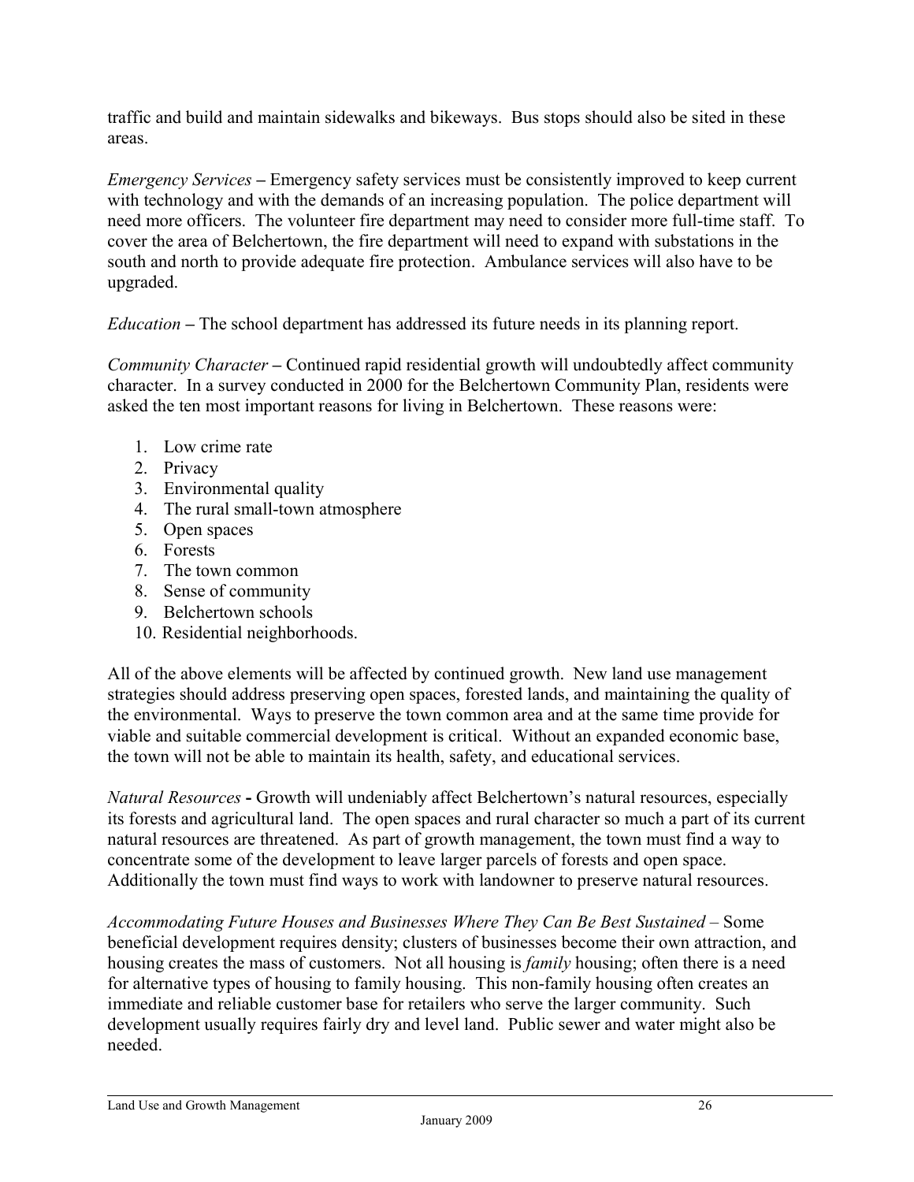traffic and build and maintain sidewalks and bikeways. Bus stops should also be sited in these areas.

*Emergency Services* – Emergency safety services must be consistently improved to keep current with technology and with the demands of an increasing population. The police department will need more officers. The volunteer fire department may need to consider more full-time staff. To cover the area of Belchertown, the fire department will need to expand with substations in the south and north to provide adequate fire protection. Ambulance services will also have to be upgraded.

*Education* – The school department has addressed its future needs in its planning report.

*Community Character* – Continued rapid residential growth will undoubtedly affect community character. In a survey conducted in 2000 for the Belchertown Community Plan, residents were asked the ten most important reasons for living in Belchertown. These reasons were:

1. Low crime rate
2. Privacy
3. Environmental quality
4. The rural small-town atmosphere
5. Open spaces
6. Forests
7. The town common
8. Sense of community
9. Belchertown schools
10. Residential neighborhoods.

All of the above elements will be affected by continued growth. New land use management strategies should address preserving open spaces, forested lands, and maintaining the quality of the environmental. Ways to preserve the town common area and at the same time provide for viable and suitable commercial development is critical. Without an expanded economic base, the town will not be able to maintain its health, safety, and educational services.

*Natural Resources* - Growth will undeniably affect Belchertown's natural resources, especially its forests and agricultural land. The open spaces and rural character so much a part of its current natural resources are threatened. As part of growth management, the town must find a way to concentrate some of the development to leave larger parcels of forests and open space. Additionally the town must find ways to work with landowner to preserve natural resources.

*Accommodating Future Houses and Businesses Where They Can Be Best Sustained* – Some beneficial development requires density; clusters of businesses become their own attraction, and housing creates the mass of customers. Not all housing is *family* housing; often there is a need for alternative types of housing to family housing. This non-family housing often creates an immediate and reliable customer base for retailers who serve the larger community. Such development usually requires fairly dry and level land. Public sewer and water might also be needed.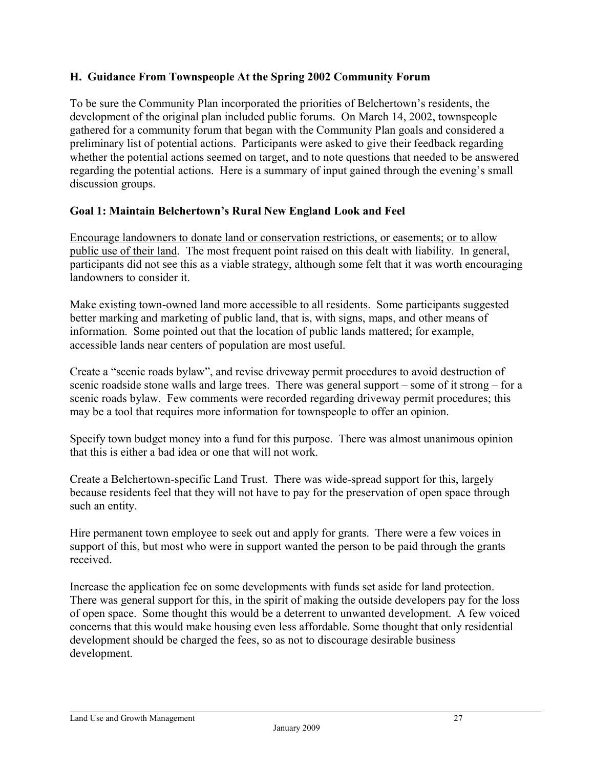## H. Guidance From Townspeople At the Spring 2002 Community Forum

To be sure the Community Plan incorporated the priorities of Belchertown's residents, the development of the original plan included public forums. On March 14, 2002, townspeople gathered for a community forum that began with the Community Plan goals and considered a preliminary list of potential actions. Participants were asked to give their feedback regarding whether the potential actions seemed on target, and to note questions that needed to be answered regarding the potential actions. Here is a summary of input gained through the evening's small discussion groups.

### Goal 1: Maintain Belchertown's Rural New England Look and Feel

<u>Encourage landowners to donate land or conservation restrictions, or easements; or to allow public use of their land</u>. The most frequent point raised on this dealt with liability. In general, participants did not see this as a viable strategy, although some felt that it was worth encouraging landowners to consider it.

<u>Make existing town-owned land more accessible to all residents</u>. Some participants suggested better marking and marketing of public land, that is, with signs, maps, and other means of information. Some pointed out that the location of public lands mattered; for example, accessible lands near centers of population are most useful.

Create a "scenic roads bylaw", and revise driveway permit procedures to avoid destruction of scenic roadside stone walls and large trees. There was general support – some of it strong – for a scenic roads bylaw. Few comments were recorded regarding driveway permit procedures; this may be a tool that requires more information for townspeople to offer an opinion.

Specify town budget money into a fund for this purpose. There was almost unanimous opinion that this is either a bad idea or one that will not work.

Create a Belchertown-specific Land Trust. There was wide-spread support for this, largely because residents feel that they will not have to pay for the preservation of open space through such an entity.

Hire permanent town employee to seek out and apply for grants. There were a few voices in support of this, but most who were in support wanted the person to be paid through the grants received.

Increase the application fee on some developments with funds set aside for land protection. There was general support for this, in the spirit of making the outside developers pay for the loss of open space. Some thought this would be a deterrent to unwanted development. A few voiced concerns that this would make housing even less affordable. Some thought that only residential development should be charged the fees, so as not to discourage desirable business development.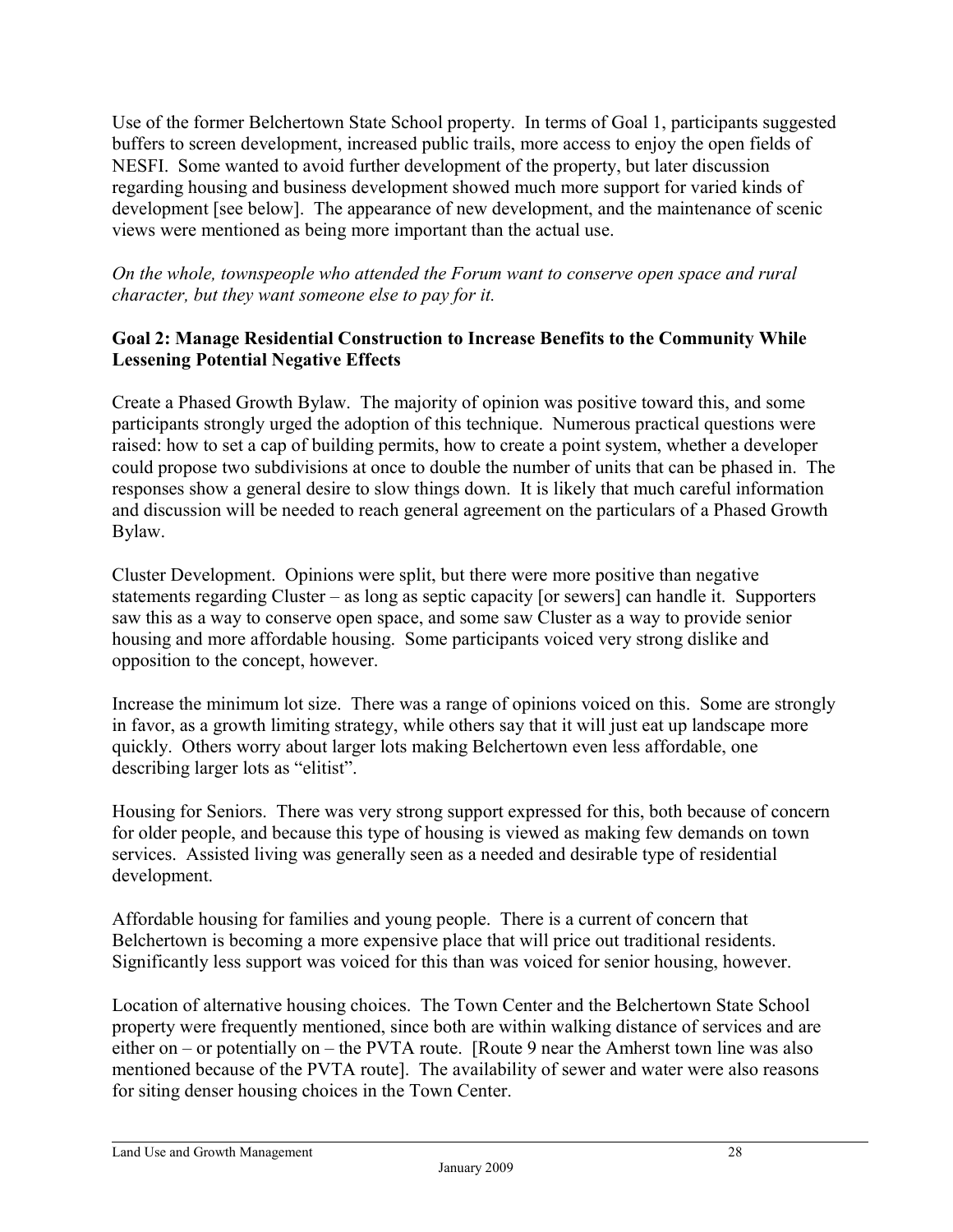Use of the former Belchertown State School property. In terms of Goal 1, participants suggested buffers to screen development, increased public trails, more access to enjoy the open fields of NESFI. Some wanted to avoid further development of the property, but later discussion regarding housing and business development showed much more support for varied kinds of development [see below]. The appearance of new development, and the maintenance of scenic views were mentioned as being more important than the actual use.

*On the whole, townspeople who attended the Forum want to conserve open space and rural character, but they want someone else to pay for it.*

**Goal 2: Manage Residential Construction to Increase Benefits to the Community While Lessening Potential Negative Effects**

Create a Phased Growth Bylaw. The majority of opinion was positive toward this, and some participants strongly urged the adoption of this technique. Numerous practical questions were raised: how to set a cap of building permits, how to create a point system, whether a developer could propose two subdivisions at once to double the number of units that can be phased in. The responses show a general desire to slow things down. It is likely that much careful information and discussion will be needed to reach general agreement on the particulars of a Phased Growth Bylaw.

Cluster Development. Opinions were split, but there were more positive than negative statements regarding Cluster – as long as septic capacity [or sewers] can handle it. Supporters saw this as a way to conserve open space, and some saw Cluster as a way to provide senior housing and more affordable housing. Some participants voiced very strong dislike and opposition to the concept, however.

Increase the minimum lot size. There was a range of opinions voiced on this. Some are strongly in favor, as a growth limiting strategy, while others say that it will just eat up landscape more quickly. Others worry about larger lots making Belchertown even less affordable, one describing larger lots as "elitist".

Housing for Seniors. There was very strong support expressed for this, both because of concern for older people, and because this type of housing is viewed as making few demands on town services. Assisted living was generally seen as a needed and desirable type of residential development.

Affordable housing for families and young people. There is a current of concern that Belchertown is becoming a more expensive place that will price out traditional residents. Significantly less support was voiced for this than was voiced for senior housing, however.

Location of alternative housing choices. The Town Center and the Belchertown State School property were frequently mentioned, since both are within walking distance of services and are either on – or potentially on – the PVTA route. [Route 9 near the Amherst town line was also mentioned because of the PVTA route]. The availability of sewer and water were also reasons for siting denser housing choices in the Town Center.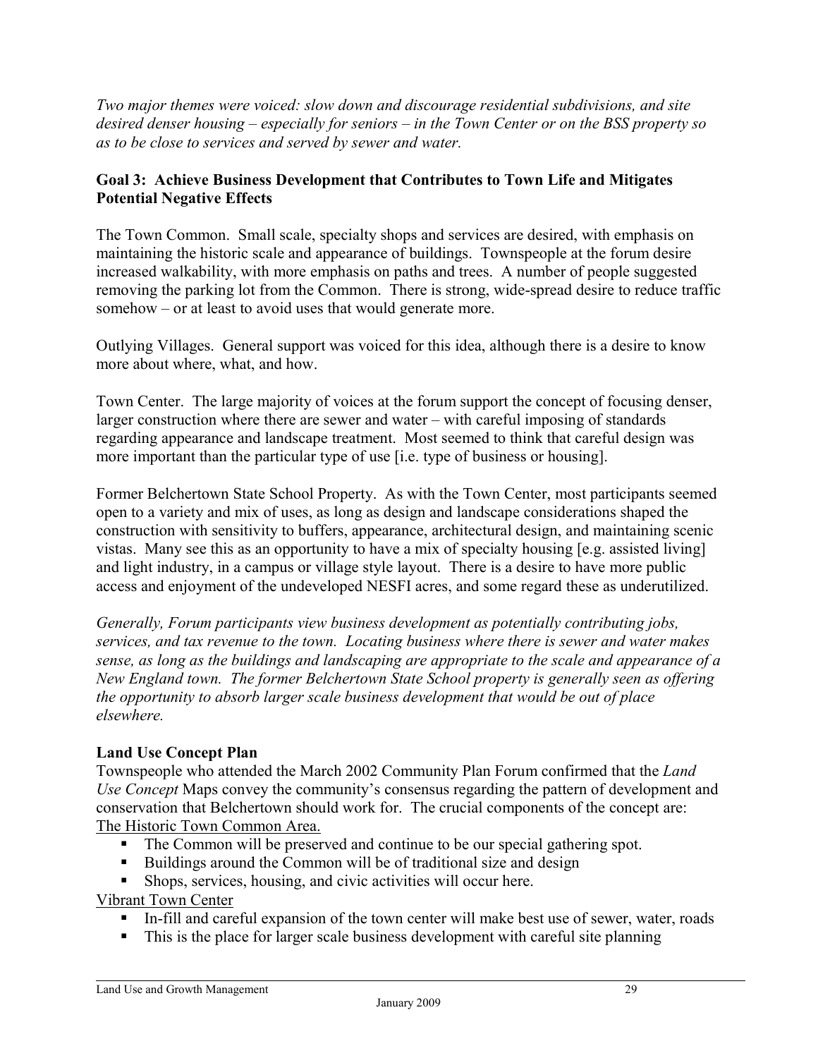*Two major themes were voiced: slow down and discourage residential subdivisions, and site desired denser housing – especially for seniors – in the Town Center or on the BSS property so as to be close to services and served by sewer and water.*

**Goal 3: Achieve Business Development that Contributes to Town Life and Mitigates Potential Negative Effects**

The Town Common. Small scale, specialty shops and services are desired, with emphasis on maintaining the historic scale and appearance of buildings. Townspeople at the forum desire increased walkability, with more emphasis on paths and trees. A number of people suggested removing the parking lot from the Common. There is strong, wide-spread desire to reduce traffic somehow – or at least to avoid uses that would generate more.

Outlying Villages. General support was voiced for this idea, although there is a desire to know more about where, what, and how.

Town Center. The large majority of voices at the forum support the concept of focusing denser, larger construction where there are sewer and water – with careful imposing of standards regarding appearance and landscape treatment. Most seemed to think that careful design was more important than the particular type of use [i.e. type of business or housing].

Former Belchertown State School Property. As with the Town Center, most participants seemed open to a variety and mix of uses, as long as design and landscape considerations shaped the construction with sensitivity to buffers, appearance, architectural design, and maintaining scenic vistas. Many see this as an opportunity to have a mix of specialty housing [e.g. assisted living] and light industry, in a campus or village style layout. There is a desire to have more public access and enjoyment of the undeveloped NESFI acres, and some regard these as underutilized.

*Generally, Forum participants view business development as potentially contributing jobs, services, and tax revenue to the town. Locating business where there is sewer and water makes sense, as long as the buildings and landscaping are appropriate to the scale and appearance of a New England town. The former Belchertown State School property is generally seen as offering the opportunity to absorb larger scale business development that would be out of place elsewhere.*

**Land Use Concept Plan**

Townspeople who attended the March 2002 Community Plan Forum confirmed that the *Land Use Concept* Maps convey the community's consensus regarding the pattern of development and conservation that Belchertown should work for. The crucial components of the concept are:

<u>The Historic Town Common Area.</u>

- The Common will be preserved and continue to be our special gathering spot.
- Buildings around the Common will be of traditional size and design
- Shops, services, housing, and civic activities will occur here.

<u>Vibrant Town Center</u>

- In-fill and careful expansion of the town center will make best use of sewer, water, roads
- This is the place for larger scale business development with careful site planning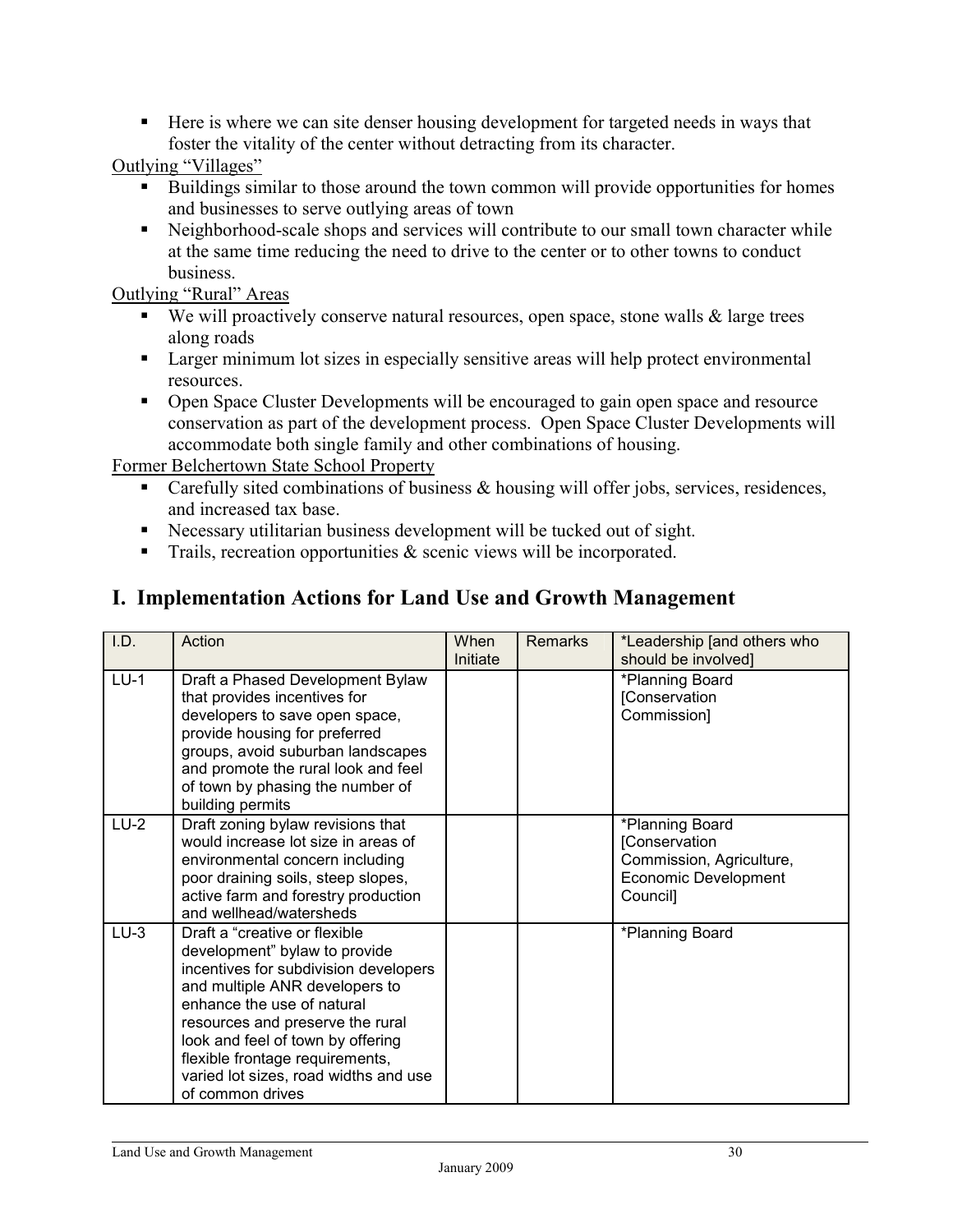- Here is where we can site denser housing development for targeted needs in ways that foster the vitality of the center without detracting from its character.

Outlying "Villages"

- Buildings similar to those around the town common will provide opportunities for homes and businesses to serve outlying areas of town
- Neighborhood-scale shops and services will contribute to our small town character while at the same time reducing the need to drive to the center or to other towns to conduct business.

Outlying "Rural" Areas

- We will proactively conserve natural resources, open space, stone walls & large trees along roads
- Larger minimum lot sizes in especially sensitive areas will help protect environmental resources.
- Open Space Cluster Developments will be encouraged to gain open space and resource conservation as part of the development process. Open Space Cluster Developments will accommodate both single family and other combinations of housing.

Former Belchertown State School Property

- Carefully sited combinations of business & housing will offer jobs, services, residences, and increased tax base.
- Necessary utilitarian business development will be tucked out of sight.
- Trails, recreation opportunities & scenic views will be incorporated.

## I. Implementation Actions for Land Use and Growth Management

| I.D. | Action | When Initiate | Remarks | *Leadership [and others who should be involved] |
|---|---|---|---|---|
| LU-1 | Draft a Phased Development Bylaw that provides incentives for developers to save open space, provide housing for preferred groups, avoid suburban landscapes and promote the rural look and feel of town by phasing the number of building permits | | | *Planning Board [Conservation Commission] |
| LU-2 | Draft zoning bylaw revisions that would increase lot size in areas of environmental concern including poor draining soils, steep slopes, active farm and forestry production and wellhead/watersheds | | | *Planning Board [Conservation Commission, Agriculture, Economic Development Council] |
| LU-3 | Draft a "creative or flexible development" bylaw to provide incentives for subdivision developers and multiple ANR developers to enhance the use of natural resources and preserve the rural look and feel of town by offering flexible frontage requirements, varied lot sizes, road widths and use of common drives | | | *Planning Board |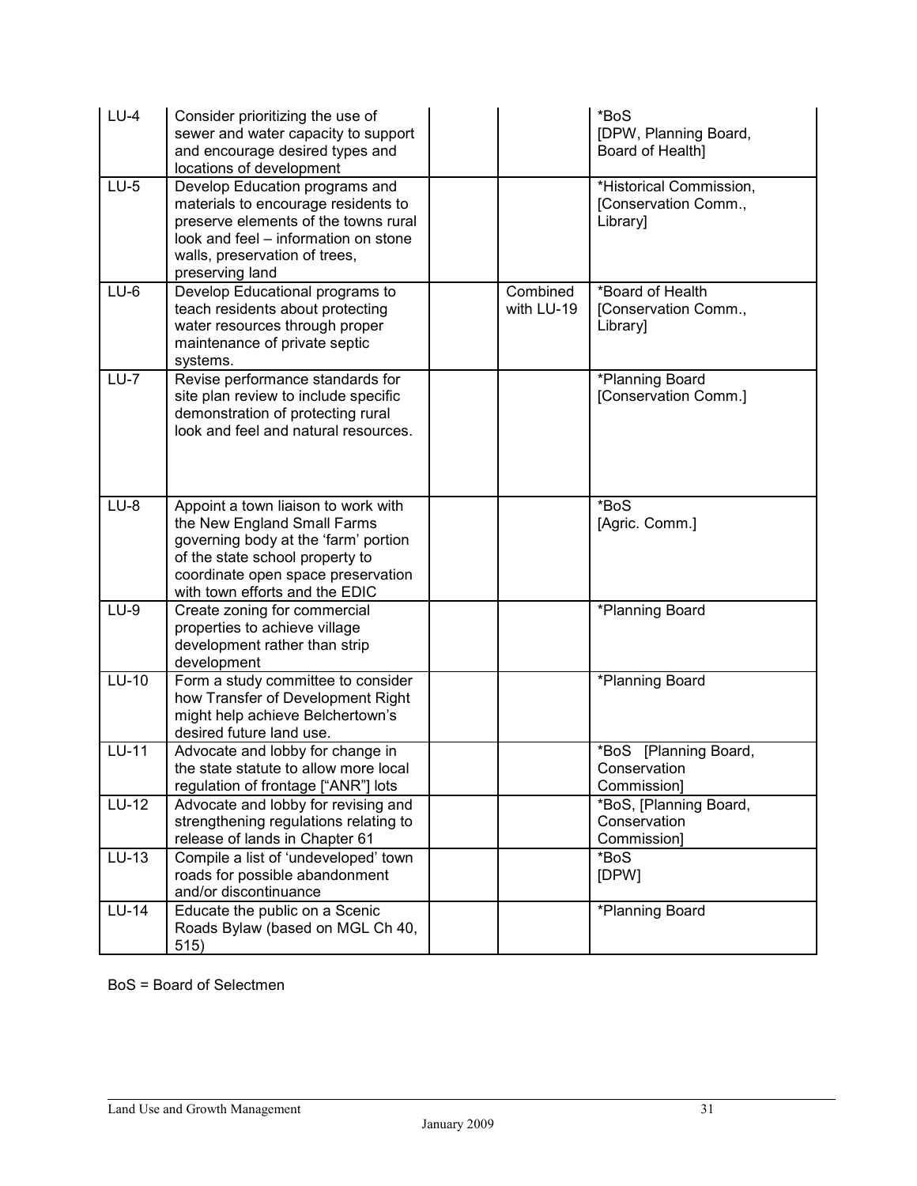| | | | | |
|---|---|---|---|---|
| LU-4 | Consider prioritizing the use of sewer and water capacity to support and encourage desired types and locations of development | | | *BoS [DPW, Planning Board, Board of Health] |
| LU-5 | Develop Education programs and materials to encourage residents to preserve elements of the towns rural look and feel – information on stone walls, preservation of trees, preserving land | | | *Historical Commission, [Conservation Comm., Library] |
| LU-6 | Develop Educational programs to teach residents about protecting water resources through proper maintenance of private septic systems. | | Combined with LU-19 | *Board of Health [Conservation Comm., Library] |
| LU-7 | Revise performance standards for site plan review to include specific demonstration of protecting rural look and feel and natural resources. | | | *Planning Board [Conservation Comm.] |
| LU-8 | Appoint a town liaison to work with the New England Small Farms governing body at the 'farm' portion of the state school property to coordinate open space preservation with town efforts and the EDIC | | | *BoS [Agric. Comm.] |
| LU-9 | Create zoning for commercial properties to achieve village development rather than strip development | | | *Planning Board |
| LU-10 | Form a study committee to consider how Transfer of Development Right might help achieve Belchertown's desired future land use. | | | *Planning Board |
| LU-11 | Advocate and lobby for change in the state statute to allow more local regulation of frontage ["ANR"] lots | | | *BoS [Planning Board, Conservation Commission] |
| LU-12 | Advocate and lobby for revising and strengthening regulations relating to release of lands in Chapter 61 | | | *BoS, [Planning Board, Conservation Commission] |
| LU-13 | Compile a list of 'undeveloped' town roads for possible abandonment and/or discontinuance | | | *BoS [DPW] |
| LU-14 | Educate the public on a Scenic Roads Bylaw (based on MGL Ch 40, 515) | | | *Planning Board |

BoS = Board of Selectmen